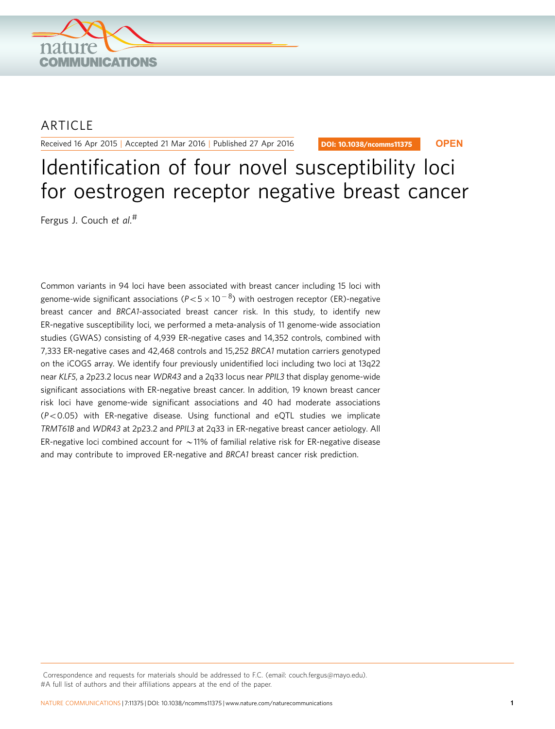ARTICLE

Received 16 Apr 2015 | Accepted 21 Mar 2016 | Published 27 Apr 2016

DOI: 10.1038/ncomms11375

OPEN

# Identification of four novel susceptibility loci for oestrogen receptor negative breast cancer

Fergus J. Couch *et al.*#

Common variants in 94 loci have been associated with breast cancer including 15 loci with genome-wide significant associations ($P < 5 \times 10^{-8}$) with oestrogen receptor (ER)-negative breast cancer and *BRCA1*-associated breast cancer risk. In this study, to identify new ER-negative susceptibility loci, we performed a meta-analysis of 11 genome-wide association studies (GWAS) consisting of 4,939 ER-negative cases and 14,352 controls, combined with 7,333 ER-negative cases and 42,468 controls and 15,252 *BRCA1* mutation carriers genotyped on the iCOGS array. We identify four previously unidentified loci including two loci at 13q22 near *KLF5*, a 2p23.2 locus near *WDR43* and a 2q33 locus near *PPIL3* that display genome-wide significant associations with ER-negative breast cancer. In addition, 19 known breast cancer risk loci have genome-wide significant associations and 40 had moderate associations ($P < 0.05$) with ER-negative disease. Using functional and eQTL studies we implicate *TRMT61B* and *WDR43* at 2p23.2 and *PPIL3* at 2q33 in ER-negative breast cancer aetiology. All ER-negative loci combined account for ~11% of familial relative risk for ER-negative disease and may contribute to improved ER-negative and *BRCA1* breast cancer risk prediction.

Correspondence and requests for materials should be addressed to F.C. (email: couch.fergus@mayo.edu).
#A full list of authors and their affiliations appears at the end of the paper.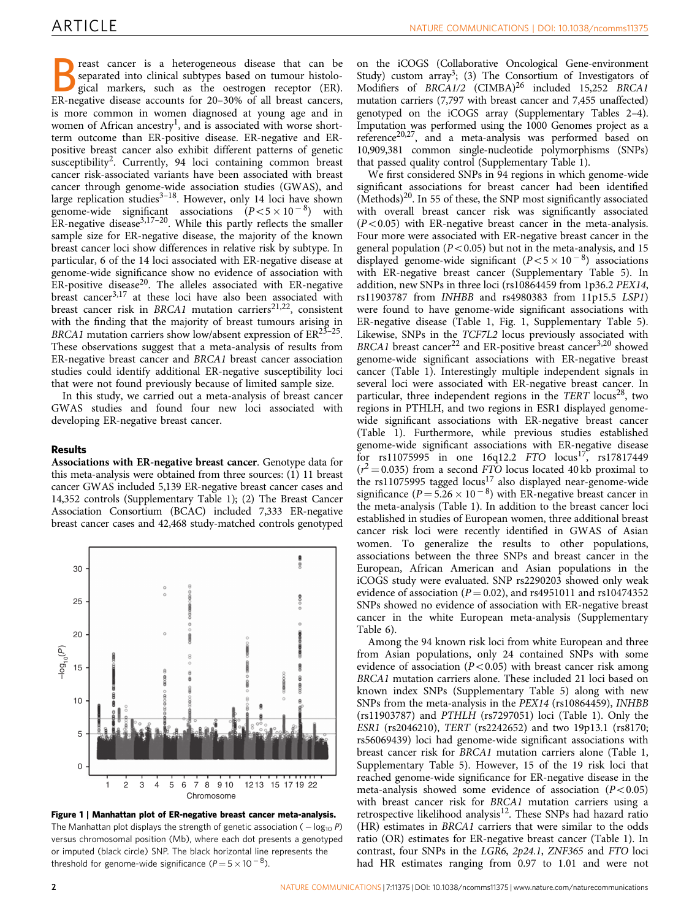Breast cancer is a heterogeneous disease that can be separated into clinical subtypes based on tumour histological markers, such as the oestrogen receptor (ER). ER-negative disease accounts for 20–30% of all breast cancers, is more common in women diagnosed at young age and in women of African ancestry[1], and is associated with worse short-term outcome than ER-positive disease. ER-negative and ER-positive breast cancer also exhibit different patterns of genetic susceptibility[2]. Currently, 94 loci containing common breast cancer risk-associated variants have been associated with breast cancer through genome-wide association studies (GWAS), and large replication studies[3–18]. However, only 14 loci have shown genome-wide significant associations ($P<5\times10^{-8}$) with ER-negative disease[3,17–20]. While this partly reflects the smaller sample size for ER-negative disease, the majority of the known breast cancer loci show differences in relative risk by subtype. In particular, 6 of the 14 loci associated with ER-negative disease at genome-wide significance show no evidence of association with ER-positive disease[20]. The alleles associated with ER-negative breast cancer[3,17] at these loci have also been associated with breast cancer risk in *BRCA1* mutation carriers[21,22], consistent with the finding that the majority of breast tumours arising in *BRCA1* mutation carriers show low/absent expression of ER[23–25]. These observations suggest that a meta-analysis of results from ER-negative breast cancer and *BRCA1* breast cancer association studies could identify additional ER-negative susceptibility loci that were not found previously because of limited sample size.

In this study, we carried out a meta-analysis of breast cancer GWAS studies and found four new loci associated with developing ER-negative breast cancer.

## Results

**Associations with ER-negative breast cancer**. Genotype data for this meta-analysis were obtained from three sources: (1) 11 breast cancer GWAS included 5,139 ER-negative breast cancer cases and 14,352 controls (Supplementary Table 1); (2) The Breast Cancer Association Consortium (BCAC) included 7,333 ER-negative breast cancer cases and 42,468 study-matched controls genotyped on the iCOGS (Collaborative Oncological Gene-environment Study) custom array[3]; (3) The Consortium of Investigators of Modifiers of *BRCA1/2* (CIMBA)[26] included 15,252 *BRCA1* mutation carriers (7,797 with breast cancer and 7,455 unaffected) genotyped on the iCOGS array (Supplementary Tables 2–4). Imputation was performed using the 1000 Genomes project as a reference[20,27], and a meta-analysis was performed based on 10,909,381 common single-nucleotide polymorphisms (SNPs) that passed quality control (Supplementary Table 1).

**Figure 1 | Manhattan plot of ER-negative breast cancer meta-analysis.** The Manhattan plot displays the strength of genetic association ($-\log_{10} P$) versus chromosomal position (Mb), where each dot presents a genotyped or imputed (black circle) SNP. The black horizontal line represents the threshold for genome-wide significance ($P=5\times10^{-8}$).

We first considered SNPs in 94 regions in which genome-wide significant associations for breast cancer had been identified (Methods)[20]. In 55 of these, the SNP most significantly associated with overall breast cancer risk was significantly associated ($P<0.05$) with ER-negative breast cancer in the meta-analysis. Four more were associated with ER-negative breast cancer in the general population ($P<0.05$) but not in the meta-analysis, and 15 displayed genome-wide significant ($P<5\times10^{-8}$) associations with ER-negative breast cancer (Supplementary Table 5). In addition, new SNPs in three loci (rs10864459 from 1p36.2 *PEX14*, rs11903787 from *INHBB* and rs4980383 from 11p15.5 *LSP1*) were found to have genome-wide significant associations with ER-negative disease (Table 1, Fig. 1, Supplementary Table 5). Likewise, SNPs in the *TCF7L2* locus previously associated with *BRCA1* breast cancer[22] and ER-positive breast cancer[3,20] showed genome-wide significant associations with ER-negative breast cancer (Table 1). Interestingly multiple independent signals in several loci were associated with ER-negative breast cancer. In particular, three independent regions in the *TERT* locus[28], two regions in PTHLH, and two regions in ESR1 displayed genome-wide significant associations with ER-negative breast cancer (Table 1). Furthermore, while previous studies established genome-wide significant associations with ER-negative disease for rs11075995 in one 16q12.2 *FTO* locus[17], rs17817449 ($r^2=0.035$) from a second *FTO* locus located 40 kb proximal to the rs11075995 tagged locus[17] also displayed near-genome-wide significance ($P=5.26\times10^{-8}$) with ER-negative breast cancer in the meta-analysis (Table 1). In addition to the breast cancer loci established in studies of European women, three additional breast cancer risk loci were recently identified in GWAS of Asian women. To generalize the results to other populations, associations between the three SNPs and breast cancer in the European, African American and Asian populations in the iCOGS study were evaluated. SNP rs2290203 showed only weak evidence of association ($P=0.02$), and rs4951011 and rs10474352 SNPs showed no evidence of association with ER-negative breast cancer in the white European meta-analysis (Supplementary Table 6).

Among the 94 known risk loci from white European and three from Asian populations, only 24 contained SNPs with some evidence of association ($P<0.05$) with breast cancer risk among *BRCA1* mutation carriers alone. These included 21 loci based on known index SNPs (Supplementary Table 5) along with new SNPs from the meta-analysis in the *PEX14* (rs10864459), *INHBB* (rs11903787) and *PTHLH* (rs7297051) loci (Table 1). Only the *ESR1* (rs2046210), *TERT* (rs2242652) and two 19p13.1 (rs8170; rs56069439) loci had genome-wide significant associations with breast cancer risk for *BRCA1* mutation carriers alone (Table 1, Supplementary Table 5). However, 15 of the 19 risk loci that reached genome-wide significance for ER-negative disease in the meta-analysis showed some evidence of association ($P<0.05$) with breast cancer risk for *BRCA1* mutation carriers using a retrospective likelihood analysis[12]. These SNPs had hazard ratio (HR) estimates in *BRCA1* carriers that were similar to the odds ratio (OR) estimates for ER-negative breast cancer (Table 1). In contrast, four SNPs in the *LGR6*, *2p24.1*, *ZNF365* and *FTO* loci had HR estimates ranging from 0.97 to 1.01 and were not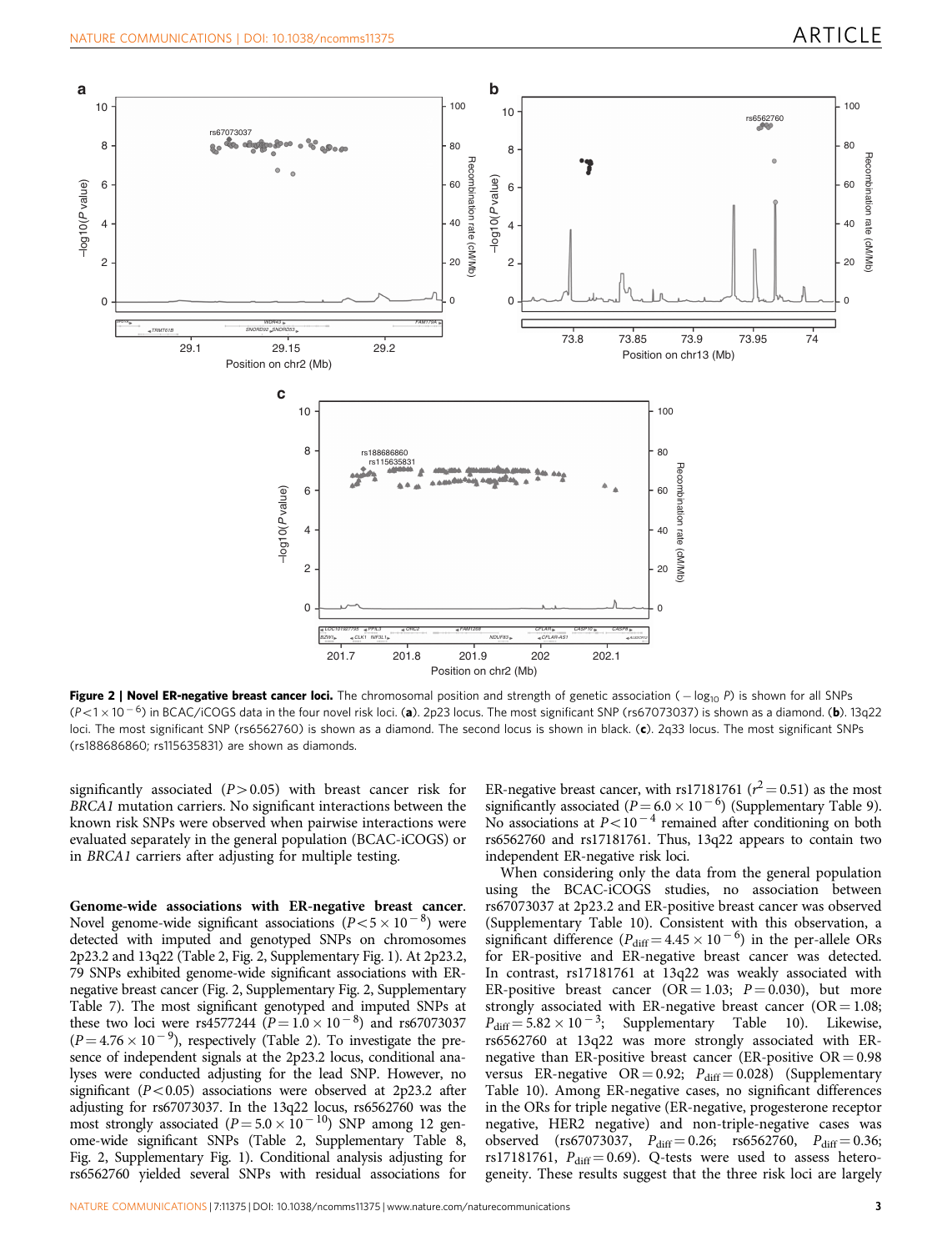**Figure 2 | Novel ER-negative breast cancer loci.** The chromosomal position and strength of genetic association ($-\log_{10} P$) is shown for all SNPs ($P<1\times10^{-6}$) in BCAC/iCOGS data in the four novel risk loci. (**a**). 2p23 locus. The most significant SNP (rs67073037) is shown as a diamond. (**b**). 13q22 loci. The most significant SNP (rs6562760) is shown as a diamond. The second locus is shown in black. (**c**). 2q33 locus. The most significant SNPs (rs188686860; rs115635831) are shown as diamonds.

significantly associated ($P>0.05$) with breast cancer risk for *BRCA1* mutation carriers. No significant interactions between the known risk SNPs were observed when pairwise interactions were evaluated separately in the general population (BCAC-iCOGS) or in *BRCA1* carriers after adjusting for multiple testing.

**Genome-wide associations with ER-negative breast cancer.** Novel genome-wide significant associations ($P<5\times10^{-8}$) were detected with imputed and genotyped SNPs on chromosomes 2p23.2 and 13q22 (Table 2, Fig. 2, Supplementary Fig. 1). At 2p23.2, 79 SNPs exhibited genome-wide significant associations with ER-negative breast cancer (Fig. 2, Supplementary Fig. 2, Supplementary Table 7). The most significant genotyped and imputed SNPs at these two loci were rs4577244 ($P=1.0\times10^{-8}$) and rs67073037 ($P=4.76\times10^{-9}$), respectively (Table 2). To investigate the presence of independent signals at the 2p23.2 locus, conditional analyses were conducted adjusting for the lead SNP. However, no significant ($P<0.05$) associations were observed at 2p23.2 after adjusting for rs67073037. In the 13q22 locus, rs6562760 was the most strongly associated ($P=5.0\times10^{-10}$) SNP among 12 genome-wide significant SNPs (Table 2, Supplementary Table 8, Fig. 2, Supplementary Fig. 1). Conditional analysis adjusting for rs6562760 yielded several SNPs with residual associations for ER-negative breast cancer, with rs17181761 ($r^2=0.51$) as the most significantly associated ($P=6.0\times10^{-6}$) (Supplementary Table 9). No associations at $P<10^{-4}$ remained after conditioning on both rs6562760 and rs17181761. Thus, 13q22 appears to contain two independent ER-negative risk loci.

When considering only the data from the general population using the BCAC-iCOGS studies, no association between rs67073037 at 2p23.2 and ER-positive breast cancer was observed (Supplementary Table 10). Consistent with this observation, a significant difference ($P_{\text{diff}}=4.45\times10^{-6}$) in the per-allele ORs for ER-positive and ER-negative breast cancer was detected. In contrast, rs17181761 at 13q22 was weakly associated with ER-positive breast cancer (OR = 1.03; $P=0.030$), but more strongly associated with ER-negative breast cancer (OR = 1.08; $P_{\text{diff}}=5.82\times10^{-3}$; Supplementary Table 10). Likewise, rs6562760 at 13q22 was more strongly associated with ER-negative than ER-positive breast cancer (ER-positive OR = 0.98 versus ER-negative OR = 0.92; $P_{\text{diff}}=0.028$) (Supplementary Table 10). Among ER-negative cases, no significant differences in the ORs for triple negative (ER-negative, progesterone receptor negative, HER2 negative) and non-triple-negative cases was observed (rs67073037, $P_{\text{diff}}=0.26$; rs6562760, $P_{\text{diff}}=0.36$; rs17181761, $P_{\text{diff}}=0.69$). Q-tests were used to assess heterogeneity. These results suggest that the three risk loci are largely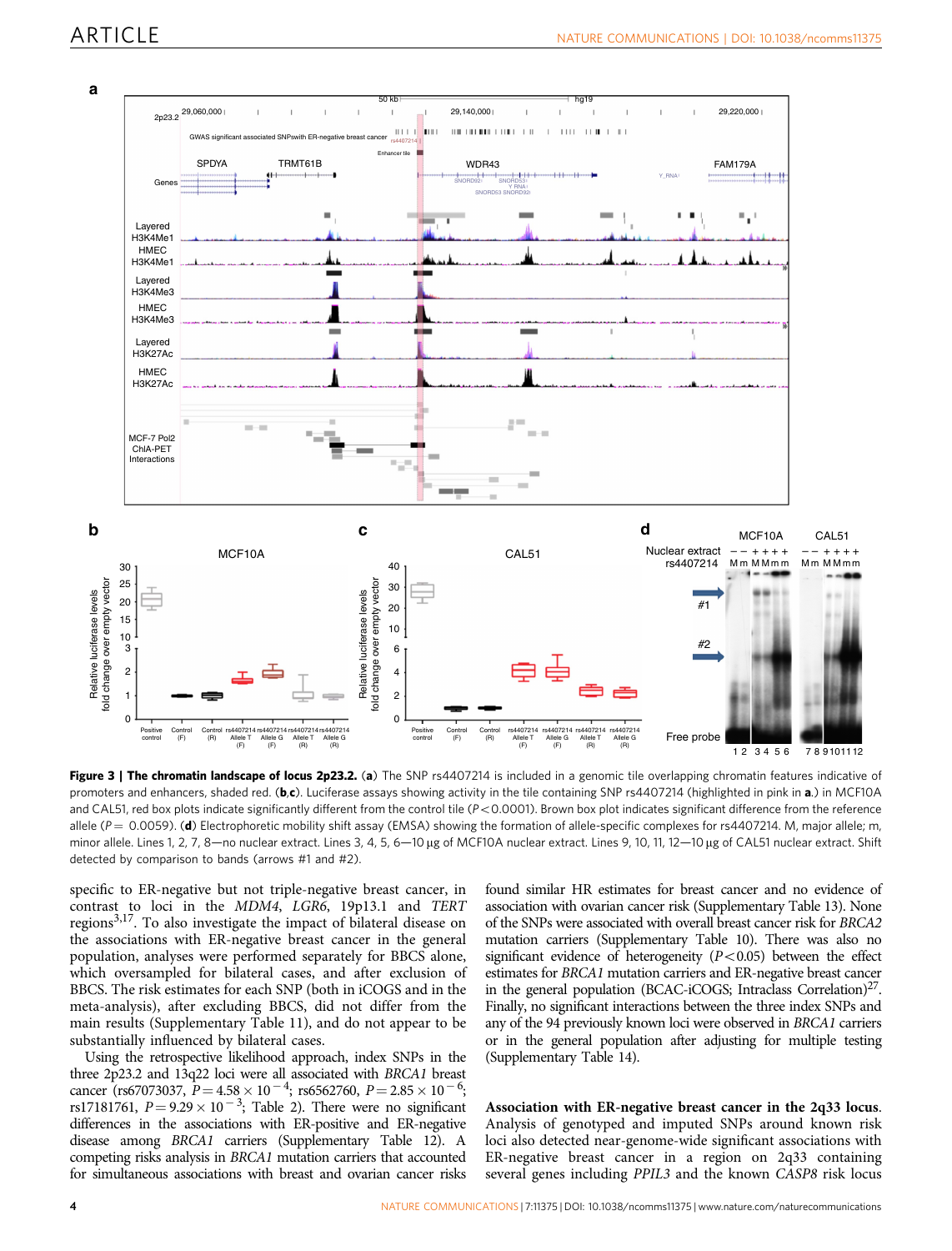**Figure 3 | The chromatin landscape of locus 2p23.2.** (**a**) The SNP rs4407214 is included in a genomic tile overlapping chromatin features indicative of promoters and enhancers, shaded red. (**b**,**c**). Luciferase assays showing activity in the tile containing SNP rs4407214 (highlighted in pink in **a**.) in MCF10A and CAL51, red box plots indicate significantly different from the control tile ($P<0.0001$). Brown box plot indicates significant difference from the reference allele ($P=0.0059$). (**d**) Electrophoretic mobility shift assay (EMSA) showing the formation of allele-specific complexes for rs4407214. M, major allele; m, minor allele. Lines 1, 2, 7, 8—no nuclear extract. Lines 3, 4, 5, 6—10 μg of MCF10A nuclear extract. Lines 9, 10, 11, 12—10 μg of CAL51 nuclear extract. Shift detected by comparison to bands (arrows #1 and #2).

specific to ER-negative but not triple-negative breast cancer, in contrast to loci in the *MDM4*, *LGR6*, 19p13.1 and *TERT* regions[3,17]. To also investigate the impact of bilateral disease on the associations with ER-negative breast cancer in the general population, analyses were performed separately for BBCS alone, which oversampled for bilateral cases, and after exclusion of BBCS. The risk estimates for each SNP (both in iCOGS and in the meta-analysis), after excluding BBCS, did not differ from the main results (Supplementary Table 11), and do not appear to be substantially influenced by bilateral cases.

Using the retrospective likelihood approach, index SNPs in the three 2p23.2 and 13q22 loci were all associated with *BRCA1* breast cancer (rs67073037, $P=4.58\times10^{-4}$; rs6562760, $P=2.85\times10^{-6}$; rs17181761, $P=9.29\times10^{-3}$; Table 2). There were no significant differences in the associations with ER-positive and ER-negative disease among *BRCA1* carriers (Supplementary Table 12). A competing risks analysis in *BRCA1* mutation carriers that accounted for simultaneous associations with breast and ovarian cancer risks found similar HR estimates for breast cancer and no evidence of association with ovarian cancer risk (Supplementary Table 13). None of the SNPs were associated with overall breast cancer risk for *BRCA2* mutation carriers (Supplementary Table 10). There was also no significant evidence of heterogeneity ($P<0.05$) between the effect estimates for *BRCA1* mutation carriers and ER-negative breast cancer in the general population (BCAC-iCOGS; Intraclass Correlation)[27]. Finally, no significant interactions between the three index SNPs and any of the 94 previously known loci were observed in *BRCA1* carriers or in the general population after adjusting for multiple testing (Supplementary Table 14).

**Association with ER-negative breast cancer in the 2q33 locus.** Analysis of genotyped and imputed SNPs around known risk loci also detected near-genome-wide significant associations with ER-negative breast cancer in a region on 2q33 containing several genes including *PPIL3* and the known *CASP8* risk locus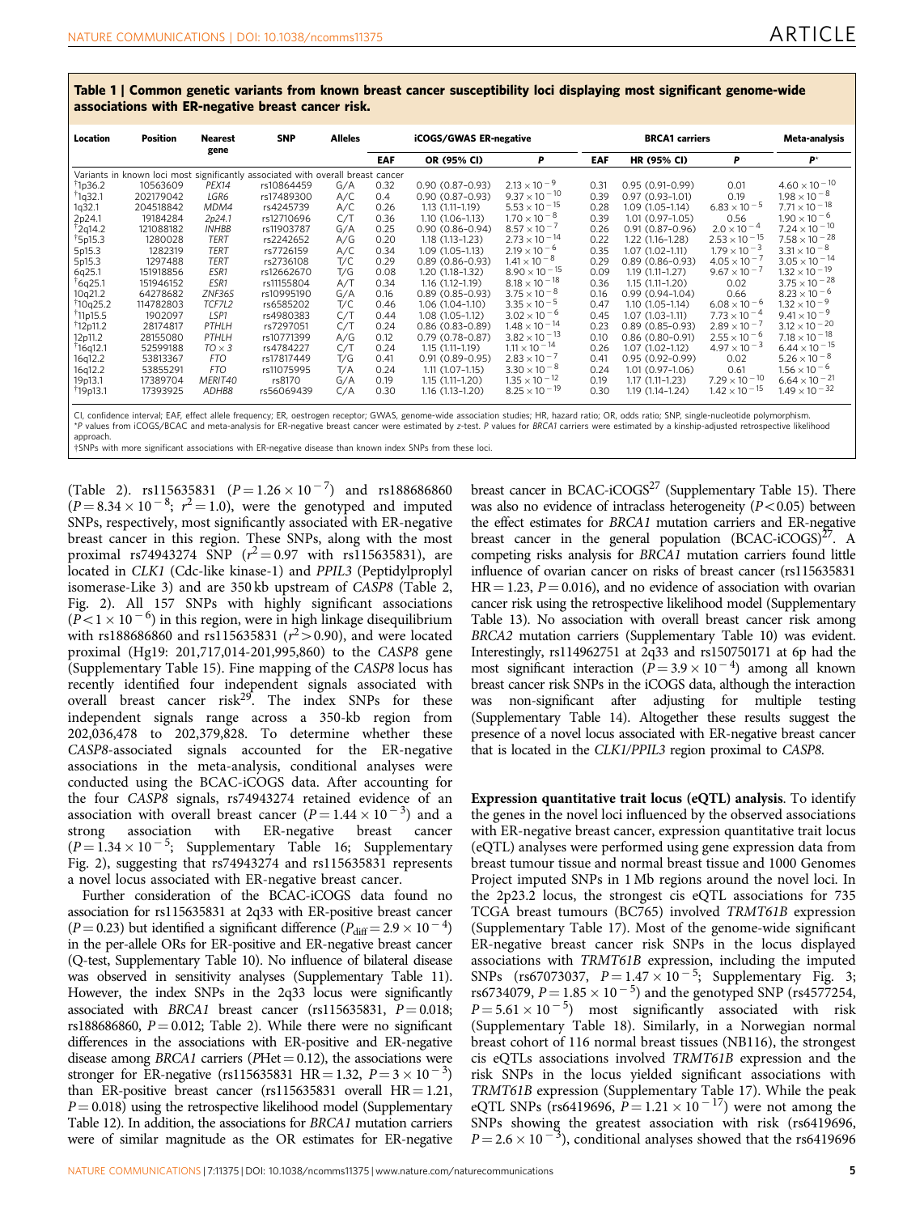**Table 1 | Common genetic variants from known breast cancer susceptibility loci displaying most significant genome-wide associations with ER-negative breast cancer risk.**

| Location | Position | Nearest gene | SNP | Alleles | iCOGS/GWAS ER-negative | | | BRCA1 carriers | | | Meta-analysis |
|---|---|---|---|---|---|---|---|---|---|---|---|
| | | | | | EAF | OR (95% CI) | P | EAF | HR (95% CI) | P | P* |
| Variants in known loci most significantly associated with overall breast cancer | | | | | | | | | | | |
| †1p36.2 | 10563609 | *PEX14* | rs10864459 | G/A | 0.32 | 0.90 (0.87–0.93) | $2.13 \times 10^{-9}$ | 0.31 | 0.95 (0.91–0.99) | 0.01 | $4.60 \times 10^{-10}$ |
| †1q32.1 | 202179042 | *LGR6* | rs17489300 | A/C | 0.4 | 0.90 (0.87–0.93) | $9.37 \times 10^{-10}$ | 0.39 | 0.97 (0.93–1.01) | 0.19 | $1.98 \times 10^{-8}$ |
| 1q32.1 | 204518842 | *MDM4* | rs4245739 | A/C | 0.26 | 1.13 (1.11–1.19) | $5.53 \times 10^{-15}$ | 0.28 | 1.09 (1.05–1.14) | $6.83 \times 10^{-5}$ | $7.71 \times 10^{-18}$ |
| 2p24.1 | 19184284 | *2p24.1* | rs12710696 | C/T | 0.36 | 1.10 (1.06–1.13) | $1.70 \times 10^{-8}$ | 0.39 | 1.01 (0.97–1.05) | 0.56 | $1.90 \times 10^{-6}$ |
| †2q14.2 | 121088182 | *INHBB* | rs11903787 | G/A | 0.25 | 0.90 (0.86–0.94) | $8.57 \times 10^{-7}$ | 0.26 | 0.91 (0.87–0.96) | $2.0 \times 10^{-4}$ | $7.24 \times 10^{-10}$ |
| †5p15.3 | 1280028 | *TERT* | rs2242652 | A/G | 0.20 | 1.18 (1.13–1.23) | $2.73 \times 10^{-14}$ | 0.22 | 1.22 (1.16–1.28) | $2.53 \times 10^{-15}$ | $7.58 \times 10^{-28}$ |
| 5p15.3 | 1282319 | *TERT* | rs7726159 | A/C | 0.34 | 1.09 (1.05–1.13) | $2.19 \times 10^{-6}$ | 0.35 | 1.07 (1.02–1.11) | $1.79 \times 10^{-3}$ | $3.31 \times 10^{-8}$ |
| 5p15.3 | 1297488 | *TERT* | rs2736108 | T/C | 0.29 | 0.89 (0.86–0.93) | $1.41 \times 10^{-8}$ | 0.29 | 0.89 (0.86–0.93) | $4.05 \times 10^{-7}$ | $3.05 \times 10^{-14}$ |
| 6q25.1 | 151918856 | *ESR1* | rs12662670 | T/G | 0.08 | 1.20 (1.18–1.32) | $8.90 \times 10^{-15}$ | 0.09 | 1.19 (1.11–1.27) | $9.67 \times 10^{-7}$ | $1.32 \times 10^{-19}$ |
| †6q25.1 | 151946152 | *ESR1* | rs11155804 | A/T | 0.34 | 1.16 (1.12–1.19) | $8.18 \times 10^{-18}$ | 0.36 | 1.15 (1.11–1.20) | 0.02 | $3.75 \times 10^{-28}$ |
| 10q21.2 | 64278682 | *ZNF365* | rs10995190 | G/A | 0.16 | 0.89 (0.85–0.93) | $3.75 \times 10^{-8}$ | 0.16 | 0.99 (0.94–1.04) | 0.66 | $8.23 \times 10^{-6}$ |
| †10q25.2 | 114782803 | *TCF7L2* | rs6585202 | T/C | 0.46 | 1.06 (1.04–1.10) | $3.35 \times 10^{-5}$ | 0.47 | 1.10 (1.05–1.14) | $6.08 \times 10^{-6}$ | $1.32 \times 10^{-9}$ |
| †11p15.5 | 1902097 | *LSP1* | rs4980383 | C/T | 0.44 | 1.08 (1.05–1.12) | $3.02 \times 10^{-6}$ | 0.45 | 1.07 (1.03–1.11) | $7.73 \times 10^{-4}$ | $9.41 \times 10^{-9}$ |
| †12p11.2 | 28174817 | *PTHLH* | rs7297051 | C/T | 0.24 | 0.86 (0.83–0.89) | $1.48 \times 10^{-14}$ | 0.23 | 0.89 (0.85–0.93) | $2.89 \times 10^{-7}$ | $3.12 \times 10^{-20}$ |
| 12p11.2 | 28155080 | *PTHLH* | rs10771399 | A/G | 0.12 | 0.79 (0.78–0.87) | $3.82 \times 10^{-13}$ | 0.10 | 0.86 (0.80–0.91) | $2.55 \times 10^{-6}$ | $7.18 \times 10^{-18}$ |
| †16q12.1 | 52599188 | *TOX3* | rs4784227 | C/T | 0.24 | 1.15 (1.11–1.19) | $1.11 \times 10^{-14}$ | 0.26 | 1.07 (1.02–1.12) | $4.97 \times 10^{-3}$ | $6.44 \times 10^{-15}$ |
| 16q12.2 | 53813367 | *FTO* | rs17817449 | T/G | 0.41 | 0.91 (0.89–0.95) | $2.83 \times 10^{-7}$ | 0.41 | 0.95 (0.92–0.99) | 0.02 | $5.26 \times 10^{-8}$ |
| 16q12.2 | 53855291 | *FTO* | rs11075995 | T/A | 0.24 | 1.11 (1.07–1.15) | $3.30 \times 10^{-8}$ | 0.24 | 1.01 (0.97–1.06) | 0.61 | $1.56 \times 10^{-6}$ |
| 19p13.1 | 17389704 | *MERIT40* | rs8170 | G/A | 0.19 | 1.15 (1.11–1.20) | $1.35 \times 10^{-12}$ | 0.19 | 1.17 (1.11–1.23) | $7.29 \times 10^{-10}$ | $6.64 \times 10^{-21}$ |
| †19p13.1 | 17393925 | *ADHB8* | rs56069439 | C/A | 0.30 | 1.16 (1.13–1.20) | $8.25 \times 10^{-19}$ | 0.30 | 1.19 (1.14–1.24) | $1.42 \times 10^{-15}$ | $1.49 \times 10^{-32}$ |

CI, confidence interval; EAF, effect allele frequency; ER, oestrogen receptor; GWAS, genome-wide association studies; HR, hazard ratio; OR, odds ratio; SNP, single-nucleotide polymorphism.
*P values from iCOGS/BCAC and meta-analysis for ER-negative breast cancer were estimated by z-test. P values for *BRCA1* carriers were estimated by a kinship-adjusted retrospective likelihood approach.
†SNPs with more significant associations with ER-negative disease than known index SNPs from these loci.

(Table 2). rs115635831 ($P = 1.26 \times 10^{-7}$) and rs188686860 ($P = 8.34 \times 10^{-8}$; $r^2 = 1.0$), were the genotyped and imputed SNPs, respectively, most significantly associated with ER-negative breast cancer in this region. These SNPs, along with the most proximal rs74943274 SNP ($r^2 = 0.97$ with rs115635831), are located in *CLK1* (Cdc-like kinase-1) and *PPIL3* (Peptidylprolyl isomerase-Like 3) and are 350 kb upstream of *CASP8* (Table 2, Fig. 2). All 157 SNPs with highly significant associations ($P < 1 \times 10^{-6}$) in this region, were in high linkage disequilibrium with rs188686860 and rs115635831 ($r^2 > 0.90$), and were located proximal (Hg19: 201,717,014-201,995,860) to the *CASP8* gene (Supplementary Table 15). Fine mapping of the *CASP8* locus has recently identified four independent signals associated with overall breast cancer risk[29]. The index SNPs for these independent signals range across a 350-kb region from 202,036,478 to 202,379,828. To determine whether these *CASP8*-associated signals accounted for the ER-negative associations in the meta-analysis, conditional analyses were conducted using the BCAC-iCOGS data. After accounting for the four *CASP8* signals, rs74943274 retained evidence of an association with overall breast cancer ($P = 1.44 \times 10^{-3}$) and a strong association with ER-negative breast cancer ($P = 1.34 \times 10^{-5}$; Supplementary Table 16; Supplementary Fig. 2), suggesting that rs74943274 and rs115635831 represents a novel locus associated with ER-negative breast cancer.

Further consideration of the BCAC-iCOGS data found no association for rs115635831 at 2q33 with ER-positive breast cancer ($P = 0.23$) but identified a significant difference ($P_{diff} = 2.9 \times 10^{-4}$) in the per-allele ORs for ER-positive and ER-negative breast cancer (Q-test, Supplementary Table 10). No influence of bilateral disease was observed in sensitivity analyses (Supplementary Table 11). However, the index SNPs in the 2q33 locus were significantly associated with *BRCA1* breast cancer (rs115635831, $P = 0.018$; rs188686860, $P = 0.012$; Table 2). While there were no significant differences in the associations with ER-positive and ER-negative disease among *BRCA1* carriers ($P$Het $= 0.12$), the associations were stronger for ER-negative (rs115635831 HR $= 1.32$, $P = 3 \times 10^{-3}$) than ER-positive breast cancer (rs115635831 overall HR $= 1.21$, $P = 0.018$) using the retrospective likelihood model (Supplementary Table 12). In addition, the associations for *BRCA1* mutation carriers were of similar magnitude as the OR estimates for ER-negative breast cancer in BCAC-iCOGS[27] (Supplementary Table 15). There was also no evidence of intraclass heterogeneity ($P < 0.05$) between the effect estimates for *BRCA1* mutation carriers and ER-negative breast cancer in the general population (BCAC-iCOGS)[27]. A competing risks analysis for *BRCA1* mutation carriers found little influence of ovarian cancer on risks of breast cancer (rs115635831 HR $= 1.23$, $P = 0.016$), and no evidence of association with ovarian cancer risk using the retrospective likelihood model (Supplementary Table 13). No association with overall breast cancer risk among *BRCA2* mutation carriers (Supplementary Table 10) was evident. Interestingly, rs114962751 at 2q33 and rs150750171 at 6p had the most significant interaction ($P = 3.9 \times 10^{-4}$) among all known breast cancer risk SNPs in the iCOGS data, although the interaction was non-significant after adjusting for multiple testing (Supplementary Table 14). Altogether these results suggest the presence of a novel locus associated with ER-negative breast cancer that is located in the *CLK1*/*PPIL3* region proximal to *CASP8*.

**Expression quantitative trait locus (eQTL) analysis**. To identify the genes in the novel loci influenced by the observed associations with ER-negative breast cancer, expression quantitative trait locus (eQTL) analyses were performed using gene expression data from breast tumour tissue and normal breast tissue and 1000 Genomes Project imputed SNPs in 1 Mb regions around the novel loci. In the 2p23.2 locus, the strongest cis eQTL associations for 735 TCGA breast tumours (BC765) involved *TRMT61B* expression (Supplementary Table 17). Most of the genome-wide significant ER-negative breast cancer risk SNPs in the locus displayed associations with *TRMT61B* expression, including the imputed SNPs (rs67073037, $P = 1.47 \times 10^{-5}$; Supplementary Fig. 3; rs6734079, $P = 1.85 \times 10^{-5}$) and the genotyped SNP (rs4577254, $P = 5.61 \times 10^{-5}$) most significantly associated with risk (Supplementary Table 18). Similarly, in a Norwegian normal breast cohort of 116 normal breast tissues (NB116), the strongest cis eQTLs associations involved *TRMT61B* expression and the risk SNPs in the locus yielded significant associations with *TRMT61B* expression (Supplementary Table 17). While the peak eQTL SNPs (rs6419696, $P = 1.21 \times 10^{-17}$) were not among the SNPs showing the greatest association with risk (rs6419696, $P = 2.6 \times 10^{-3}$), conditional analyses showed that the rs6419696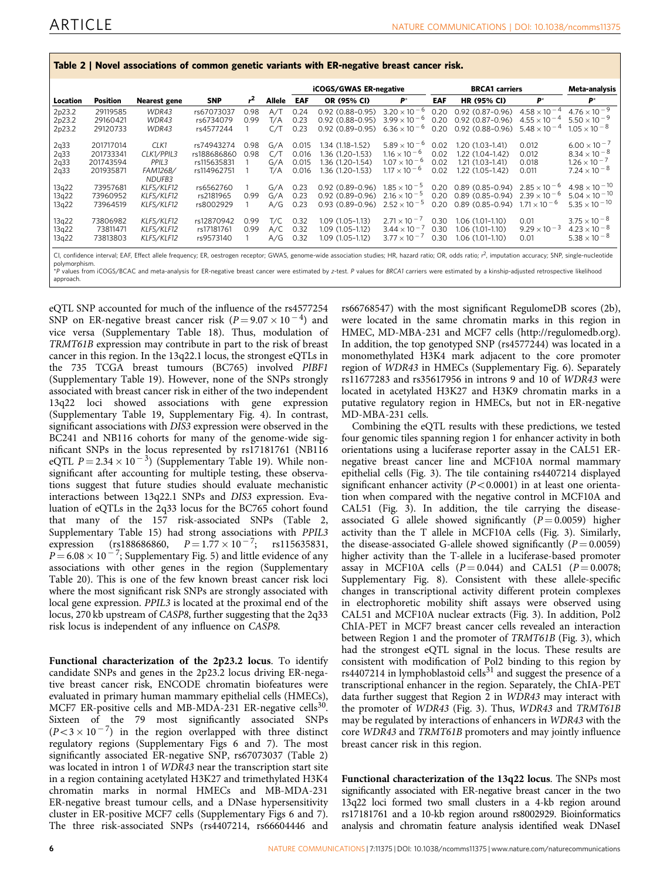**Table 2 | Novel associations of common genetic variants with ER-negative breast cancer risk.**

| Location | Position | Nearest gene | SNP | $r^2$ | Allele | iCOGS/GWAS ER-negative | | | BRCA1 carriers | | | Meta-analysis |
|---|---|---|---|---|---|---|---|---|---|---|---|---|
| | | | | | | EAF | OR (95% CI) | P* | EAF | HR (95% CI) | P* | P* |
| 2p23.2 | 29119585 | *WDR43* | rs67073037 | 0.98 | A/T | 0.24 | 0.92 (0.88–0.95) | $3.20\times10^{-6}$ | 0.20 | 0.92 (0.87–0.96) | $4.58\times10^{-4}$ | $4.76\times10^{-9}$ |
| 2p23.2 | 29160421 | *WDR43* | rs6734079 | 0.99 | T/A | 0.23 | 0.92 (0.88–0.95) | $3.99\times10^{-6}$ | 0.20 | 0.92 (0.87–0.96) | $4.55\times10^{-4}$ | $5.50\times10^{-9}$ |
| 2p23.2 | 29120733 | *WDR43* | rs4577244 | 1 | C/T | 0.23 | 0.92 (0.89–0.95) | $6.36\times10^{-6}$ | 0.20 | 0.92 (0.88–0.96) | $5.48\times10^{-4}$ | $1.05\times10^{-8}$ |
| 2q33 | 201717014 | *CLK1* | rs74943274 | 0.98 | G/A | 0.015 | 1.34 (1.18–1.52) | $5.89\times10^{-6}$ | 0.02 | 1.20 (1.03–1.41) | 0.012 | $6.00\times10^{-7}$ |
| 2q33 | 201733341 | *CLK1/PPIL3* | rs188686860 | 0.98 | C/T | 0.016 | 1.36 (1.20–1.53) | $1.16\times10^{-6}$ | 0.02 | 1.22 (1.04–1.42) | 0.012 | $8.34\times10^{-8}$ |
| 2q33 | 201743594 | *PPIL3* | rs115635831 | 1 | G/A | 0.015 | 1.36 (1.20–1.54) | $1.07\times10^{-6}$ | 0.02 | 1.21 (1.03–1.41) | 0.018 | $1.26\times10^{-7}$ |
| 2q33 | 201935871 | *FAM126B/ NDUFB3* | rs114962751 | 1 | T/A | 0.016 | 1.36 (1.20–1.53) | $1.17\times10^{-6}$ | 0.02 | 1.22 (1.05–1.42) | 0.011 | $7.24\times10^{-8}$ |
| 13q22 | 73957681 | *KLF5/KLF12* | rs6562760 | 1 | G/A | 0.23 | 0.92 (0.89–0.96) | $1.85\times10^{-5}$ | 0.20 | 0.89 (0.85–0.94) | $2.85\times10^{-6}$ | $4.98\times10^{-10}$ |
| 13q22 | 73960952 | *KLF5/KLF12* | rs2181965 | 0.99 | G/A | 0.23 | 0.92 (0.89–0.96) | $2.16\times10^{-5}$ | 0.20 | 0.89 (0.85–0.94) | $2.39\times10^{-6}$ | $5.04\times10^{-10}$ |
| 13q22 | 73964519 | *KLF5/KLF12* | rs8002929 | 1 | A/G | 0.23 | 0.93 (0.89–0.96) | $2.52\times10^{-5}$ | 0.20 | 0.89 (0.85–0.94) | $1.71\times10^{-6}$ | $5.35\times10^{-10}$ |
| 13q22 | 73806982 | *KLF5/KLF12* | rs12870942 | 0.99 | T/C | 0.32 | 1.09 (1.05–1.13) | $2.71\times10^{-7}$ | 0.30 | 1.06 (1.01–1.10) | 0.01 | $3.75\times10^{-8}$ |
| 13q22 | 73811471 | *KLF5/KLF12* | rs17181761 | 0.99 | A/C | 0.32 | 1.09 (1.05–1.12) | $3.44\times10^{-7}$ | 0.30 | 1.06 (1.01–1.10) | $9.29\times10^{-3}$ | $4.23\times10^{-8}$ |
| 13q22 | 73813803 | *KLF5/KLF12* | rs9573140 | 1 | A/G | 0.32 | 1.09 (1.05–1.12) | $3.77\times10^{-7}$ | 0.30 | 1.06 (1.01–1.10) | 0.01 | $5.38\times10^{-8}$ |

CI, confidence interval; EAF, Effect allele frequency; ER, oestrogen receptor; GWAS, genome-wide association studies; HR, hazard ratio; OR, odds ratio; $r^2$, imputation accuracy; SNP, single-nucleotide polymorphism.
*P values from iCOGS/BCAC and meta-analysis for ER-negative breast cancer were estimated by z-test. P values for *BRCA1* carriers were estimated by a kinship-adjusted retrospective likelihood approach.

eQTL SNP accounted for much of the influence of the rs4577254 SNP on ER-negative breast cancer risk ($P=9.07\times10^{-4}$) and vice versa (Supplementary Table 18). Thus, modulation of *TRMT61B* expression may contribute in part to the risk of breast cancer in this region. In the 13q22.1 locus, the strongest eQTLs in the 735 TCGA breast tumours (BC765) involved *PIBF1* (Supplementary Table 19). However, none of the SNPs strongly associated with breast cancer risk in either of the two independent 13q22 loci showed associations with gene expression (Supplementary Table 19, Supplementary Fig. 4). In contrast, significant associations with *DIS3* expression were observed in the BC241 and NB116 cohorts for many of the genome-wide significant SNPs in the locus represented by rs17181761 (NB116 eQTL $P=2.34\times10^{-3}$) (Supplementary Table 19). While non-significant after accounting for multiple testing, these observations suggest that future studies should evaluate mechanistic interactions between 13q22.1 SNPs and *DIS3* expression. Evaluation of eQTLs in the 2q33 locus for the BC765 cohort found that many of the 157 risk-associated SNPs (Table 2, Supplementary Table 15) had strong associations with *PPIL3* expression (rs188686860, $P=1.77\times10^{-7}$; rs115635831, $P=6.08\times10^{-7}$; Supplementary Fig. 5) and little evidence of any associations with other genes in the region (Supplementary Table 20). This is one of the few known breast cancer risk loci where the most significant risk SNPs are strongly associated with local gene expression. *PPIL3* is located at the proximal end of the locus, 270 kb upstream of *CASP8*, further suggesting that the 2q33 risk locus is independent of any influence on *CASP8*.

**Functional characterization of the 2p23.2 locus**. To identify candidate SNPs and genes in the 2p23.2 locus driving ER-negative breast cancer risk, ENCODE chromatin biofeatures were evaluated in primary human mammary epithelial cells (HMECs), MCF7 ER-positive cells and MB-MDA-231 ER-negative cells[30]. Sixteen of the 79 most significantly associated SNPs ($P<3\times10^{-7}$) in the region overlapped with three distinct regulatory regions (Supplementary Figs 6 and 7). The most significantly associated ER-negative SNP, rs67073037 (Table 2) was located in intron 1 of *WDR43* near the transcription start site in a region containing acetylated H3K27 and trimethylated H3K4 chromatin marks in normal HMECs and MB-MDA-231 ER-negative breast tumour cells, and a DNase hypersensitivity cluster in ER-positive MCF7 cells (Supplementary Figs 6 and 7). The three risk-associated SNPs (rs4407214, rs66604446 and rs66768547) with the most significant RegulomeDB scores (2b), were located in the same chromatin marks in this region in HMEC, MD-MBA-231 and MCF7 cells (http://regulomedb.org). In addition, the top genotyped SNP (rs4577244) was located in a monomethylated H3K4 mark adjacent to the core promoter region of *WDR43* in HMECs (Supplementary Fig. 6). Separately rs11677283 and rs35617956 in introns 9 and 10 of *WDR43* were located in acetylated H3K27 and H3K9 chromatin marks in a putative regulatory region in HMECs, but not in ER-negative MD-MBA-231 cells.

Combining the eQTL results with these predictions, we tested four genomic tiles spanning region 1 for enhancer activity in both orientations using a luciferase reporter assay in the CAL51 ER-negative breast cancer line and MCF10A normal mammary epithelial cells (Fig. 3). The tile containing rs4407214 displayed significant enhancer activity ($P<0.0001$) in at least one orientation when compared with the negative control in MCF10A and CAL51 (Fig. 3). In addition, the tile carrying the disease-associated G allele showed significantly ($P=0.0059$) higher activity than the T allele in MCF10A cells (Fig. 3). Similarly, the disease-associated G-allele showed significantly ($P=0.0059$) higher activity than the T-allele in a luciferase-based promoter assay in MCF10A cells ($P=0.044$) and CAL51 ($P=0.0078$; Supplementary Fig. 8). Consistent with these allele-specific changes in transcriptional activity different protein complexes in electrophoretic mobility shift assays were observed using CAL51 and MCF10A nuclear extracts (Fig. 3). In addition, Pol2 ChIA-PET in MCF7 breast cancer cells revealed an interaction between Region 1 and the promoter of *TRMT61B* (Fig. 3), which had the strongest eQTL signal in the locus. These results are consistent with modification of Pol2 binding to this region by rs4407214 in lymphoblastoid cells[31] and suggest the presence of a transcriptional enhancer in the region. Separately, the ChIA-PET data further suggest that Region 2 in *WDR43* may interact with the promoter of *WDR43* (Fig. 3). Thus, *WDR43* and *TRMT61B* may be regulated by interactions of enhancers in *WDR43* with the core *WDR43* and *TRMT61B* promoters and may jointly influence breast cancer risk in this region.

**Functional characterization of the 13q22 locus**. The SNPs most significantly associated with ER-negative breast cancer in the two 13q22 loci formed two small clusters in a 4-kb region around rs17181761 and a 10-kb region around rs8002929. Bioinformatics analysis and chromatin feature analysis identified weak DNaseI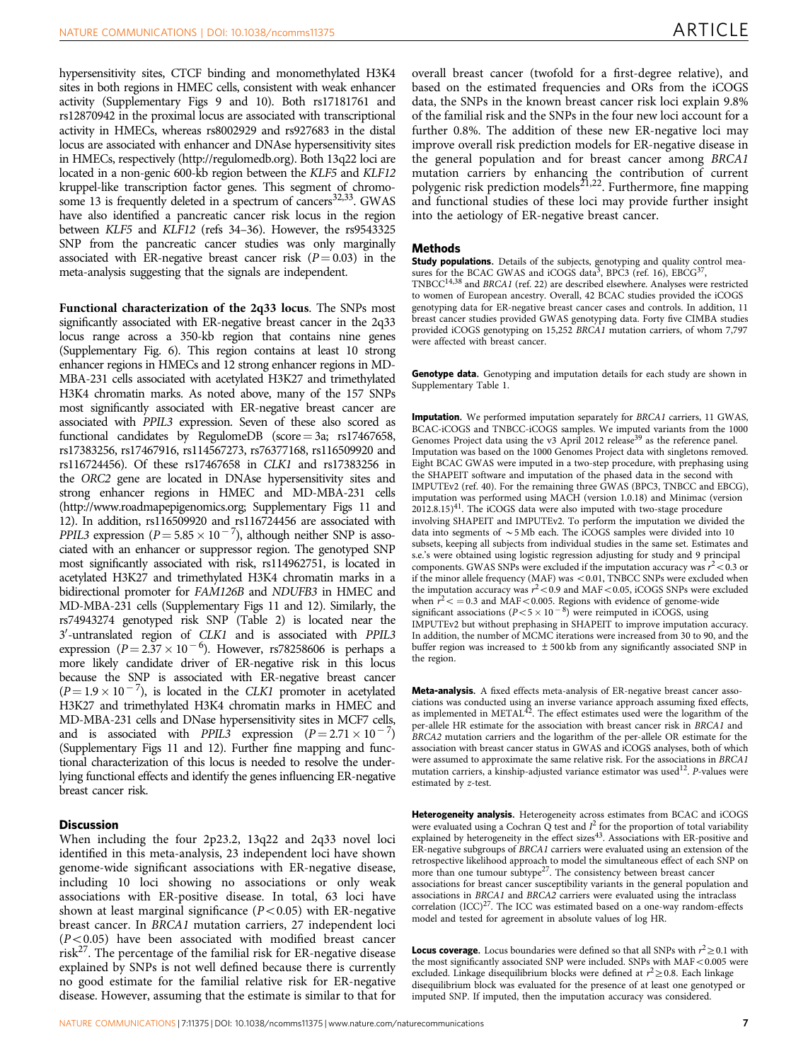hypersensitivity sites, CTCF binding and monomethylated H3K4 sites in both regions in HMEC cells, consistent with weak enhancer activity (Supplementary Figs 9 and 10). Both rs17181761 and rs12870942 in the proximal locus are associated with transcriptional activity in HMECs, whereas rs8002929 and rs927683 in the distal locus are associated with enhancer and DNAse hypersensitivity sites in HMECs, respectively (http://regulomedb.org). Both 13q22 loci are located in a non-genic 600-kb region between the *KLF5* and *KLF12* kruppel-like transcription factor genes. This segment of chromosome 13 is frequently deleted in a spectrum of cancers[32,33]. GWAS have also identified a pancreatic cancer risk locus in the region between *KLF5* and *KLF12* (refs 34–36). However, the rs9543325 SNP from the pancreatic cancer studies was only marginally associated with ER-negative breast cancer risk ($P = 0.03$) in the meta-analysis suggesting that the signals are independent.

**Functional characterization of the 2q33 locus**. The SNPs most significantly associated with ER-negative breast cancer in the 2q33 locus range across a 350-kb region that contains nine genes (Supplementary Fig. 6). This region contains at least 10 strong enhancer regions in HMECs and 12 strong enhancer regions in MD-MBA-231 cells associated with acetylated H3K27 and trimethylated H3K4 chromatin marks. As noted above, many of the 157 SNPs most significantly associated with ER-negative breast cancer are associated with *PPIL3* expression. Seven of these also scored as functional candidates by RegulomeDB (score = 3a; rs17467658, rs17383256, rs17467916, rs114567273, rs76377168, rs116509920 and rs116724456). Of these rs17467658 in *CLK1* and rs17383256 in the *ORC2* gene are located in DNAse hypersensitivity sites and strong enhancer regions in HMEC and MD-MBA-231 cells (http://www.roadmapepigenomics.org; Supplementary Figs 11 and 12). In addition, rs116509920 and rs116724456 are associated with *PPIL3* expression ($P = 5.85 \times 10^{-7}$), although neither SNP is associated with an enhancer or suppressor region. The genotyped SNP most significantly associated with risk, rs114962751, is located in acetylated H3K27 and trimethylated H3K4 chromatin marks in a bidirectional promoter for *FAM126B* and *NDUFB3* in HMEC and MD-MBA-231 cells (Supplementary Figs 11 and 12). Similarly, the rs74943274 genotyped risk SNP (Table 2) is located near the 3′-untranslated region of *CLK1* and is associated with *PPIL3* expression ($P = 2.37 \times 10^{-6}$). However, rs78258606 is perhaps a more likely candidate driver of ER-negative risk in this locus because the SNP is associated with ER-negative breast cancer ($P = 1.9 \times 10^{-7}$), is located in the *CLK1* promoter in acetylated H3K27 and trimethylated H3K4 chromatin marks in HMEC and MD-MBA-231 cells and DNase hypersensitivity sites in MCF7 cells, and is associated with *PPIL3* expression ($P = 2.71 \times 10^{-7}$) (Supplementary Figs 11 and 12). Further fine mapping and functional characterization of this locus is needed to resolve the underlying functional effects and identify the genes influencing ER-negative breast cancer risk.

## Discussion

When including the four 2p23.2, 13q22 and 2q33 novel loci identified in this meta-analysis, 23 independent loci have shown genome-wide significant associations with ER-negative disease, including 10 loci showing no associations or only weak associations with ER-positive disease. In total, 63 loci have shown at least marginal significance ($P < 0.05$) with ER-negative breast cancer. In *BRCA1* mutation carriers, 27 independent loci ($P < 0.05$) have been associated with modified breast cancer risk[27]. The percentage of the familial risk for ER-negative disease explained by SNPs is not well defined because there is currently no good estimate for the familial relative risk for ER-negative disease. However, assuming that the estimate is similar to that for overall breast cancer (twofold for a first-degree relative), and based on the estimated frequencies and ORs from the iCOGS data, the SNPs in the known breast cancer risk loci explain 9.8% of the familial risk and the SNPs in the four new loci account for a further 0.8%. The addition of these new ER-negative loci may improve overall risk prediction models for ER-negative disease in the general population and for breast cancer among *BRCA1* mutation carriers by enhancing the contribution of current polygenic risk prediction models[21,22]. Furthermore, fine mapping and functional studies of these loci may provide further insight into the aetiology of ER-negative breast cancer.

## Methods

**Study populations.** Details of the subjects, genotyping and quality control measures for the BCAC GWAS and iCOGS data[3], BPC3 (ref. 16), EBCG[37], TNBCC[14,38] and *BRCA1* (ref. 22) are described elsewhere. Analyses were restricted to women of European ancestry. Overall, 42 BCAC studies provided the iCOGS genotyping data for ER-negative breast cancer cases and controls. In addition, 11 breast cancer studies provided GWAS genotyping data. Forty five CIMBA studies provided iCOGS genotyping on 15,252 *BRCA1* mutation carriers, of whom 7,797 were affected with breast cancer.

**Genotype data.** Genotyping and imputation details for each study are shown in Supplementary Table 1.

**Imputation.** We performed imputation separately for *BRCA1* carriers, 11 GWAS, BCAC-iCOGS and TNBCC-iCOGS samples. We imputed variants from the 1000 Genomes Project data using the v3 April 2012 release[39] as the reference panel. Imputation was based on the 1000 Genomes Project data with singletons removed. Eight BCAC GWAS were imputed in a two-step procedure, with prephasing using the SHAPEIT software and imputation of the phased data in the second with IMPUTEv2 (ref. 40). For the remaining three GWAS (BPC3, TNBCC and EBCG), imputation was performed using MACH (version 1.0.18) and Minimac (version 2012.8.15)[41]. The iCOGS data were also imputed with two-stage procedure involving SHAPEIT and IMPUTEv2. To perform the imputation we divided the data into segments of ~5 Mb each. The iCOGS samples were divided into 10 subsets, keeping all subjects from individual studies in the same set. Estimates and s.e.'s were obtained using logistic regression adjusting for study and 9 principal components. GWAS SNPs were excluded if the imputation accuracy was $r^2 < 0.3$ or if the minor allele frequency (MAF) was $< 0.01$, TNBCC SNPs were excluded when the imputation accuracy was $r^2 < 0.9$ and MAF $< 0.05$, iCOGS SNPs were excluded when $r^2 <= 0.3$ and MAF $< 0.005$. Regions with evidence of genome-wide significant associations ($P < 5 \times 10^{-8}$) were reimputed in iCOGS, using IMPUTEv2 but without prephasing in SHAPEIT to improve imputation accuracy. In addition, the number of MCMC iterations were increased from 30 to 90, and the buffer region was increased to ±500 kb from any significantly associated SNP in the region.

**Meta-analysis.** A fixed effects meta-analysis of ER-negative breast cancer associations was conducted using an inverse variance approach assuming fixed effects, as implemented in METAL[42]. The effect estimates used were the logarithm of the per-allele HR estimate for the association with breast cancer risk in *BRCA1* and *BRCA2* mutation carriers and the logarithm of the per-allele OR estimate for the association with breast cancer status in GWAS and iCOGS analyses, both of which were assumed to approximate the same relative risk. For the associations in *BRCA1* mutation carriers, a kinship-adjusted variance estimator was used[12]. *P*-values were estimated by *z*-test.

**Heterogeneity analysis.** Heterogeneity across estimates from BCAC and iCOGS were evaluated using a Cochran Q test and $I^2$ for the proportion of total variability explained by heterogeneity in the effect sizes[43]. Associations with ER-positive and ER-negative subgroups of *BRCA1* carriers were evaluated using an extension of the retrospective likelihood approach to model the simultaneous effect of each SNP on more than one tumour subtype[27]. The consistency between breast cancer associations for breast cancer susceptibility variants in the general population and associations in *BRCA1* and *BRCA2* carriers were evaluated using the intraclass correlation (ICC)[27]. The ICC was estimated based on a one-way random-effects model and tested for agreement in absolute values of log HR.

**Locus coverage.** Locus boundaries were defined so that all SNPs with $r^2 \geq 0.1$ with the most significantly associated SNP were included. SNPs with MAF $< 0.005$ were excluded. Linkage disequilibrium blocks were defined at $r^2 \geq 0.8$. Each linkage disequilibrium block was evaluated for the presence of at least one genotyped or imputed SNP. If imputed, then the imputation accuracy was considered.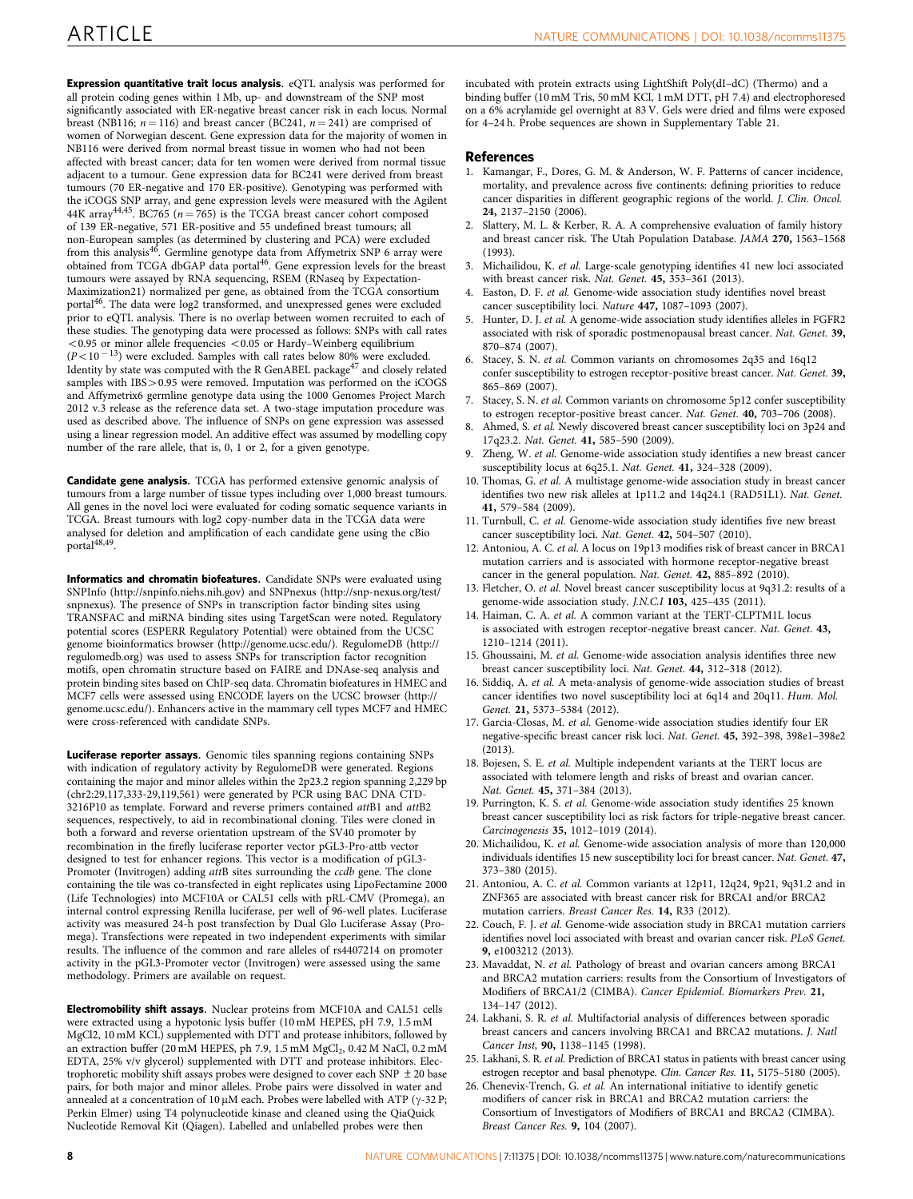**Expression quantitative trait locus analysis.** eQTL analysis was performed for all protein coding genes within 1 Mb, up- and downstream of the SNP most significantly associated with ER-negative breast cancer risk in each locus. Normal breast (NB116; $n = 116$) and breast cancer (BC241, $n = 241$) are comprised of women of Norwegian descent. Gene expression data for the majority of women in NB116 were derived from normal breast tissue in women who had not been affected with breast cancer; data for ten women were derived from normal tissue adjacent to a tumour. Gene expression data for BC241 were derived from breast tumours (70 ER-negative and 170 ER-positive). Genotyping was performed with the iCOGS SNP array, and gene expression levels were measured with the Agilent 44K array[44,45]. BC765 ($n = 765$) is the TCGA breast cancer cohort composed of 139 ER-negative, 571 ER-positive and 55 undefined breast tumours; all non-European samples (as determined by clustering and PCA) were excluded from this analysis[46]. Germline genotype data from Affymetrix SNP 6 array were obtained from TCGA dbGAP data portal[46]. Gene expression levels for the breast tumours were assayed by RNA sequencing, RSEM (RNAseq by Expectation-Maximization21) normalized per gene, as obtained from the TCGA consortium portal[46]. The data were log2 transformed, and unexpressed genes were excluded prior to eQTL analysis. There is no overlap between women recruited to each of these studies. The genotyping data were processed as follows: SNPs with call rates $<0.95$ or minor allele frequencies $<0.05$ or Hardy–Weinberg equilibrium ($P < 10^{-13}$) were excluded. Samples with call rates below 80% were excluded. Identity by state was computed with the R GenABEL package[47] and closely related samples with IBS $> 0.95$ were removed. Imputation was performed on the iCOGS and Affymetrix6 germline genotype data using the 1000 Genomes Project March 2012 v.3 release as the reference data set. A two-stage imputation procedure was used as described above. The influence of SNPs on gene expression was assessed using a linear regression model. An additive effect was assumed by modelling copy number of the rare allele, that is, 0, 1 or 2, for a given genotype.

**Candidate gene analysis.** TCGA has performed extensive genomic analysis of tumours from a large number of tissue types including over 1,000 breast tumours. All genes in the novel loci were evaluated for coding somatic sequence variants in TCGA. Breast tumours with log2 copy-number data in the TCGA data were analysed for deletion and amplification of each candidate gene using the cBio portal[48,49].

**Informatics and chromatin biofeatures.** Candidate SNPs were evaluated using SNPInfo (http://snpinfo.niehs.nih.gov) and SNPnexus (http://snp-nexus.org/test/snpnexus). The presence of SNPs in transcription factor binding sites using TRANSFAC and miRNA binding sites using TargetScan were noted. Regulatory potential scores (ESPERR Regulatory Potential) were obtained from the UCSC genome bioinformatics browser (http://genome.ucsc.edu/). RegulomeDB (http://regulomedb.org) was used to assess SNPs for transcription factor recognition motifs, open chromatin structure based on FAIRE and DNAse-seq analysis and protein binding sites based on ChIP-seq data. Chromatin biofeatures in HMEC and MCF7 cells were assessed using ENCODE layers on the UCSC browser (http://genome.ucsc.edu/). Enhancers active in the mammary cell types MCF7 and HMEC were cross-referenced with candidate SNPs.

**Luciferase reporter assays.** Genomic tiles spanning regions containing SNPs with indication of regulatory activity by RegulomeDB were generated. Regions containing the major and minor alleles within the 2p23.2 region spanning 2,229 bp (chr2:29,117,333-29,119,561) were generated by PCR using BAC DNA CTD-3216P10 as template. Forward and reverse primers contained *att*B1 and *att*B2 sequences, respectively, to aid in recombinational cloning. Tiles were cloned in both a forward and reverse orientation upstream of the SV40 promoter by recombination in the firefly luciferase reporter vector pGL3-Pro-attb vector designed to test for enhancer regions. This vector is a modification of pGL3-Promoter (Invitrogen) adding *att*B sites surrounding the *ccdb* gene. The clone containing the tile was co-transfected in eight replicates using LipoFectamine 2000 (Life Technologies) into MCF10A or CAL51 cells with pRL-CMV (Promega), an internal control expressing Renilla luciferase, per well of 96-well plates. Luciferase activity was measured 24-h post transfection by Dual Glo Luciferase Assay (Promega). Transfections were repeated in two independent experiments with similar results. The influence of the common and rare alleles of rs4407214 on promoter activity in the pGL3-Promoter vector (Invitrogen) were assessed using the same methodology. Primers are available on request.

**Electromobility shift assays.** Nuclear proteins from MCF10A and CAL51 cells were extracted using a hypotonic lysis buffer (10 mM HEPES, pH 7.9, 1.5 mM MgCl2, 10 mM KCL) supplemented with DTT and protease inhibitors, followed by an extraction buffer (20 mM HEPES, ph 7.9, 1.5 mM $MgCl_2$, 0.42 M NaCl, 0.2 mM EDTA, 25% v/v glycerol) supplemented with DTT and protease inhibitors. Electrophoretic mobility shift assays probes were designed to cover each SNP $\pm 20$ base pairs, for both major and minor alleles. Probe pairs were dissolved in water and annealed at a concentration of 10 μM each. Probes were labelled with ATP (γ-32 P; Perkin Elmer) using T4 polynucleotide kinase and cleaned using the QiaQuick Nucleotide Removal Kit (Qiagen). Labelled and unlabelled probes were then incubated with protein extracts using LightShift Poly(dI–dC) (Thermo) and a binding buffer (10 mM Tris, 50 mM KCl, 1 mM DTT, pH 7.4) and electrophoresed on a 6% acrylamide gel overnight at 83 V. Gels were dried and films were exposed for 4–24 h. Probe sequences are shown in Supplementary Table 21.

## References

1. Kamangar, F., Dores, G. M. & Anderson, W. F. Patterns of cancer incidence, mortality, and prevalence across five continents: defining priorities to reduce cancer disparities in different geographic regions of the world. *J. Clin. Oncol.* **24,** 2137–2150 (2006).
2. Slattery, M. L. & Kerber, R. A. A comprehensive evaluation of family history and breast cancer risk. The Utah Population Database. *JAMA* **270,** 1563–1568 (1993).
3. Michailidou, K. *et al.* Large-scale genotyping identifies 41 new loci associated with breast cancer risk. *Nat. Genet.* **45,** 353–361 (2013).
4. Easton, D. F. *et al.* Genome-wide association study identifies novel breast cancer susceptibility loci. *Nature* **447,** 1087–1093 (2007).
5. Hunter, D. J. *et al.* A genome-wide association study identifies alleles in FGFR2 associated with risk of sporadic postmenopausal breast cancer. *Nat. Genet.* **39,** 870–874 (2007).
6. Stacey, S. N. *et al.* Common variants on chromosomes 2q35 and 16q12 confer susceptibility to estrogen receptor-positive breast cancer. *Nat. Genet.* **39,** 865–869 (2007).
7. Stacey, S. N. *et al.* Common variants on chromosome 5p12 confer susceptibility to estrogen receptor-positive breast cancer. *Nat. Genet.* **40,** 703–706 (2008).
8. Ahmed, S. *et al.* Newly discovered breast cancer susceptibility loci on 3p24 and 17q23.2. *Nat. Genet.* **41,** 585–590 (2009).
9. Zheng, W. *et al.* Genome-wide association study identifies a new breast cancer susceptibility locus at 6q25.1. *Nat. Genet.* **41,** 324–328 (2009).
10. Thomas, G. *et al.* A multistage genome-wide association study in breast cancer identifies two new risk alleles at 1p11.2 and 14q24.1 (RAD51L1). *Nat. Genet.* **41,** 579–584 (2009).
11. Turnbull, C. *et al.* Genome-wide association study identifies five new breast cancer susceptibility loci. *Nat. Genet.* **42,** 504–507 (2010).
12. Antoniou, A. C. *et al.* A locus on 19p13 modifies risk of breast cancer in BRCA1 mutation carriers and is associated with hormone receptor-negative breast cancer in the general population. *Nat. Genet.* **42,** 885–892 (2010).
13. Fletcher, O. *et al.* Novel breast cancer susceptibility locus at 9q31.2: results of a genome-wide association study. *J.N.C.I* **103,** 425–435 (2011).
14. Haiman, C. A. *et al.* A common variant at the TERT-CLPTM1L locus is associated with estrogen receptor-negative breast cancer. *Nat. Genet.* **43,** 1210–1214 (2011).
15. Ghoussaini, M. *et al.* Genome-wide association analysis identifies three new breast cancer susceptibility loci. *Nat. Genet.* **44,** 312–318 (2012).
16. Siddiq, A. *et al.* A meta-analysis of genome-wide association studies of breast cancer identifies two novel susceptibility loci at 6q14 and 20q11. *Hum. Mol. Genet.* **21,** 5373–5384 (2012).
17. Garcia-Closas, M. *et al.* Genome-wide association studies identify four ER negative-specific breast cancer risk loci. *Nat. Genet.* **45,** 392–398, 398e1–398e2 (2013).
18. Bojesen, S. E. *et al.* Multiple independent variants at the TERT locus are associated with telomere length and risks of breast and ovarian cancer. *Nat. Genet.* **45,** 371–384 (2013).
19. Purrington, K. S. *et al.* Genome-wide association study identifies 25 known breast cancer susceptibility loci as risk factors for triple-negative breast cancer. *Carcinogenesis* **35,** 1012–1019 (2014).
20. Michailidou, K. *et al.* Genome-wide association analysis of more than 120,000 individuals identifies 15 new susceptibility loci for breast cancer. *Nat. Genet.* **47,** 373–380 (2015).
21. Antoniou, A. C. *et al.* Common variants at 12p11, 12q24, 9p21, 9q31.2 and in ZNF365 are associated with breast cancer risk for BRCA1 and/or BRCA2 mutation carriers. *Breast Cancer Res.* **14,** R33 (2012).
22. Couch, F. J. *et al.* Genome-wide association study in BRCA1 mutation carriers identifies novel loci associated with breast and ovarian cancer risk. *PLoS Genet.* **9,** e1003212 (2013).
23. Mavaddat, N. *et al.* Pathology of breast and ovarian cancers among BRCA1 and BRCA2 mutation carriers: results from the Consortium of Investigators of Modifiers of BRCA1/2 (CIMBA). *Cancer Epidemiol. Biomarkers Prev.* **21,** 134–147 (2012).
24. Lakhani, S. R. *et al.* Multifactorial analysis of differences between sporadic breast cancers and cancers involving BRCA1 and BRCA2 mutations. *J. Natl Cancer Inst,* **90,** 1138–1145 (1998).
25. Lakhani, S. R. *et al.* Prediction of BRCA1 status in patients with breast cancer using estrogen receptor and basal phenotype. *Clin. Cancer Res.* **11,** 5175–5180 (2005).
26. Chenevix-Trench, G. *et al.* An international initiative to identify genetic modifiers of cancer risk in BRCA1 and BRCA2 mutation carriers: the Consortium of Investigators of Modifiers of BRCA1 and BRCA2 (CIMBA). *Breast Cancer Res.* **9,** 104 (2007).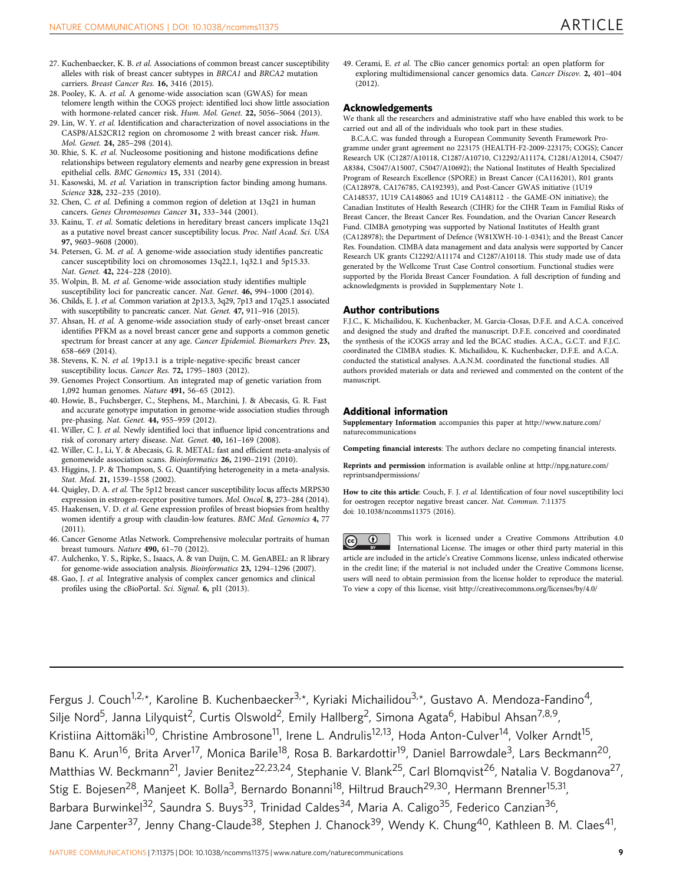27. Kuchenbaecker, K. B. *et al.* Associations of common breast cancer susceptibility alleles with risk of breast cancer subtypes in *BRCA1* and *BRCA2* mutation carriers. *Breast Cancer Res.* **16,** 3416 (2015).
28. Pooley, K. A. *et al.* A genome-wide association scan (GWAS) for mean telomere length within the COGS project: identified loci show little association with hormone-related cancer risk. *Hum. Mol. Genet.* **22,** 5056–5064 (2013).
29. Lin, W. Y. *et al.* Identification and characterization of novel associations in the CASP8/ALS2CR12 region on chromosome 2 with breast cancer risk. *Hum. Mol. Genet.* **24,** 285–298 (2014).
30. Rhie, S. K. *et al.* Nucleosome positioning and histone modifications define relationships between regulatory elements and nearby gene expression in breast epithelial cells. *BMC Genomics* **15,** 331 (2014).
31. Kasowski, M. *et al.* Variation in transcription factor binding among humans. *Science* **328,** 232–235 (2010).
32. Chen, C. *et al.* Defining a common region of deletion at 13q21 in human cancers. *Genes Chromosomes Cancer* **31,** 333–344 (2001).
33. Kainu, T. *et al.* Somatic deletions in hereditary breast cancers implicate 13q21 as a putative novel breast cancer susceptibility locus. *Proc. Natl Acad. Sci. USA* **97,** 9603–9608 (2000).
34. Petersen, G. M. *et al.* A genome-wide association study identifies pancreatic cancer susceptibility loci on chromosomes 13q22.1, 1q32.1 and 5p15.33. *Nat. Genet.* **42,** 224–228 (2010).
35. Wolpin, B. M. *et al.* Genome-wide association study identifies multiple susceptibility loci for pancreatic cancer. *Nat. Genet.* **46,** 994–1000 (2014).
36. Childs, E. J. *et al.* Common variation at 2p13.3, 3q29, 7p13 and 17q25.1 associated with susceptibility to pancreatic cancer. *Nat. Genet.* **47,** 911–916 (2015).
37. Ahsan, H. *et al.* A genome-wide association study of early-onset breast cancer identifies PFKM as a novel breast cancer gene and supports a common genetic spectrum for breast cancer at any age. *Cancer Epidemiol. Biomarkers Prev.* **23,** 658–669 (2014).
38. Stevens, K. N. *et al.* 19p13.1 is a triple-negative-specific breast cancer susceptibility locus. *Cancer Res.* **72,** 1795–1803 (2012).
39. Genomes Project Consortium. An integrated map of genetic variation from 1,092 human genomes. *Nature* **491,** 56–65 (2012).
40. Howie, B., Fuchsberger, C., Stephens, M., Marchini, J. & Abecasis, G. R. Fast and accurate genotype imputation in genome-wide association studies through pre-phasing. *Nat. Genet.* **44,** 955–959 (2012).
41. Willer, C. J. *et al.* Newly identified loci that influence lipid concentrations and risk of coronary artery disease. *Nat. Genet.* **40,** 161–169 (2008).
42. Willer, C. J., Li, Y. & Abecasis, G. R. METAL: fast and efficient meta-analysis of genomewide association scans. *Bioinformatics* **26,** 2190–2191 (2010).
43. Higgins, J. P. & Thompson, S. G. Quantifying heterogeneity in a meta-analysis. *Stat. Med.* **21,** 1539–1558 (2002).
44. Quigley, D. A. *et al.* The 5p12 breast cancer susceptibility locus affects MRPS30 expression in estrogen-receptor positive tumors. *Mol. Oncol.* **8,** 273–284 (2014).
45. Haakensen, V. D. *et al.* Gene expression profiles of breast biopsies from healthy women identify a group with claudin-low features. *BMC Med. Genomics* **4,** 77 (2011).
46. Cancer Genome Atlas Network. Comprehensive molecular portraits of human breast tumours. *Nature* **490,** 61–70 (2012).
47. Aulchenko, Y. S., Ripke, S., Isaacs, A. & van Duijn, C. M. GenABEL: an R library for genome-wide association analysis. *Bioinformatics* **23,** 1294–1296 (2007).
48. Gao, J. *et al.* Integrative analysis of complex cancer genomics and clinical profiles using the cBioPortal. *Sci. Signal.* **6,** pl1 (2013).
49. Cerami, E. *et al.* The cBio cancer genomics portal: an open platform for exploring multidimensional cancer genomics data. *Cancer Discov.* **2,** 401–404 (2012).

## Acknowledgements

We thank all the researchers and administrative staff who have enabled this work to be carried out and all of the individuals who took part in these studies.

B.C.A.C. was funded through a European Community Seventh Framework Programme under grant agreement no 223175 (HEALTH-F2-2009-223175; COGS); Cancer Research UK (C1287/A10118, C1287/A10710, C12292/A11174, C1281/A12014, C5047/A8384, C5047/A15007, C5047/A10692); the National Institutes of Health Specialized Program of Research Excellence (SPORE) in Breast Cancer (CA116201), R01 grants (CA128978, CA176785, CA192393), and Post-Cancer GWAS initiative (1U19 CA148537, 1U19 CA148065 and 1U19 CA148112 - the GAME-ON initiative); the Canadian Institutes of Health Research (CIHR) for the CIHR Team in Familial Risks of Breast Cancer, the Breast Cancer Res. Foundation, and the Ovarian Cancer Research Fund. CIMBA genotyping was supported by National Institutes of Health grant (CA128978); the Department of Defence (W81XWH-10-1-0341); and the Breast Cancer Res. Foundation. CIMBA data management and data analysis were supported by Cancer Research UK grants C12292/A11174 and C1287/A10118. This study made use of data generated by the Wellcome Trust Case Control consortium. Functional studies were supported by the Florida Breast Cancer Foundation. A full description of funding and acknowledgments is provided in Supplementary Note 1.

## Author contributions

F.J.C., K. Michailidou, K. Kuchenbacker, M. Garcia-Closas, D.F.E. and A.C.A. conceived and designed the study and drafted the manuscript. D.F.E. conceived and coordinated the synthesis of the iCOGS array and led the BCAC studies. A.C.A., G.C.T. and F.J.C. coordinated the CIMBA studies. K. Michailidou, K. Kuchenbacker, D.F.E. and A.C.A. conducted the statistical analyses. A.A.N.M. coordinated the functional studies. All authors provided materials or data and reviewed and commented on the content of the manuscript.

## Additional information

**Supplementary Information** accompanies this paper at http://www.nature.com/naturecommunications

**Competing financial interests**: The authors declare no competing financial interests.

**Reprints and permission** information is available online at http://npg.nature.com/reprintsandpermissions/

**How to cite this article**: Couch, F. J. *et al.* Identification of four novel susceptibility loci for oestrogen receptor negative breast cancer. *Nat. Commun.* 7:11375 doi: 10.1038/ncomms11375 (2016).

This work is licensed under a Creative Commons Attribution 4.0 International License. The images or other third party material in this article are included in the article's Creative Commons license, unless indicated otherwise in the credit line; if the material is not included under the Creative Commons license, users will need to obtain permission from the license holder to reproduce the material. To view a copy of this license, visit http://creativecommons.org/licenses/by/4.0/

---

Fergus J. Couch[1,2,*], Karoline B. Kuchenbaecker[3,*], Kyriaki Michailidou[3,*], Gustavo A. Mendoza-Fandino[4], Silje Nord[5], Janna Lilyquist[2], Curtis Olswold[2], Emily Hallberg[2], Simona Agata[6], Habibul Ahsan[7,8,9], Kristiina Aittomäki[10], Christine Ambrosone[11], Irene L. Andrulis[12,13], Hoda Anton-Culver[14], Volker Arndt[15], Banu K. Arun[16], Brita Arver[17], Monica Barile[18], Rosa B. Barkardottir[19], Daniel Barrowdale[3], Lars Beckmann[20], Matthias W. Beckmann[21], Javier Benitez[22,23,24], Stephanie V. Blank[25], Carl Blomqvist[26], Natalia V. Bogdanova[27], Stig E. Bojesen[28], Manjeet K. Bolla[3], Bernardo Bonanni[18], Hiltrud Brauch[29,30], Hermann Brenner[15,31], Barbara Burwinkel[32], Saundra S. Buys[33], Trinidad Caldes[34], Maria A. Caligo[35], Federico Canzian[36], Jane Carpenter[37], Jenny Chang-Claude[38], Stephen J. Chanock[39], Wendy K. Chung[40], Kathleen B. M. Claes[41],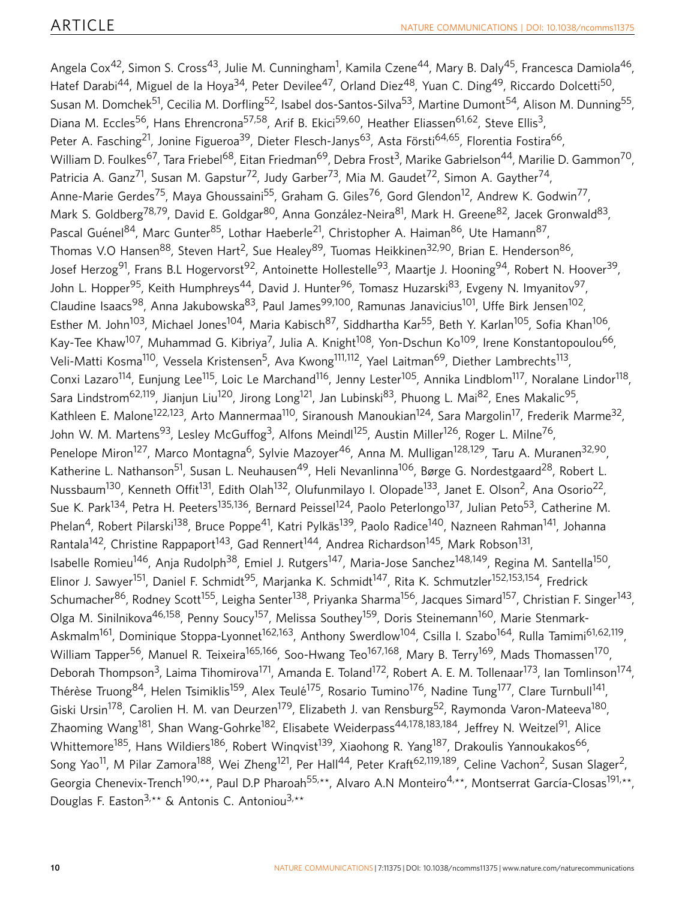Angela Cox[42], Simon S. Cross[43], Julie M. Cunningham[1], Kamila Czene[44], Mary B. Daly[45], Francesca Damiola[46], Hatef Darabi[44], Miguel de la Hoya[34], Peter Devilee[47], Orland Diez[48], Yuan C. Ding[49], Riccardo Dolcetti[50], Susan M. Domchek[51], Cecilia M. Dorfling[52], Isabel dos-Santos-Silva[53], Martine Dumont[54], Alison M. Dunning[55], Diana M. Eccles[56], Hans Ehrencrona[57,58], Arif B. Ekici[59,60], Heather Eliassen[61,62], Steve Ellis[3], Peter A. Fasching[21], Jonine Figueroa[39], Dieter Flesch-Janys[63], Asta Försti[64,65], Florentia Fostira[66], William D. Foulkes[67], Tara Friebel[68], Eitan Friedman[69], Debra Frost[3], Marike Gabrielson[44], Marilie D. Gammon[70], Patricia A. Ganz[71], Susan M. Gapstur[72], Judy Garber[73], Mia M. Gaudet[72], Simon A. Gayther[74], Anne-Marie Gerdes[75], Maya Ghoussaini[55], Graham G. Giles[76], Gord Glendon[12], Andrew K. Godwin[77], Mark S. Goldberg[78,79], David E. Goldgar[80], Anna González-Neira[81], Mark H. Greene[82], Jacek Gronwald[83], Pascal Guénel[84], Marc Gunter[85], Lothar Haeberle[21], Christopher A. Haiman[86], Ute Hamann[87], Thomas V.O Hansen[88], Steven Hart[2], Sue Healey[89], Tuomas Heikkinen[32,90], Brian E. Henderson[86], Josef Herzog[91], Frans B.L Hogervorst[92], Antoinette Hollestelle[93], Maartje J. Hooning[94], Robert N. Hoover[39], John L. Hopper[95], Keith Humphreys[44], David J. Hunter[96], Tomasz Huzarski[83], Evgeny N. Imyanitov[97], Claudine Isaacs[98], Anna Jakubowska[83], Paul James[99,100], Ramunas Janavicius[101], Uffe Birk Jensen[102], Esther M. John[103], Michael Jones[104], Maria Kabisch[87], Siddhartha Kar[55], Beth Y. Karlan[105], Sofia Khan[106], Kay-Tee Khaw[107], Muhammad G. Kibriya[7], Julia A. Knight[108], Yon-Dschun Ko[109], Irene Konstantopoulou[66], Veli-Matti Kosma[110], Vessela Kristensen[5], Ava Kwong[111,112], Yael Laitman[69], Diether Lambrechts[113], Conxi Lazaro[114], Eunjung Lee[115], Loic Le Marchand[116], Jenny Lester[105], Annika Lindblom[117], Noralane Lindor[118], Sara Lindstrom[62,119], Jianjun Liu[120], Jirong Long[121], Jan Lubinski[83], Phuong L. Mai[82], Enes Makalic[95], Kathleen E. Malone[122,123], Arto Mannermaa[110], Siranoush Manoukian[124], Sara Margolin[17], Frederik Marme[32], John W. M. Martens[93], Lesley McGuffog[3], Alfons Meindl[125], Austin Miller[126], Roger L. Milne[76], Penelope Miron[127], Marco Montagna[6], Sylvie Mazoyer[46], Anna M. Mulligan[128,129], Taru A. Muranen[32,90], Katherine L. Nathanson[51], Susan L. Neuhausen[49], Heli Nevanlinna[106], Børge G. Nordestgaard[28], Robert L. Nussbaum[130], Kenneth Offit[131], Edith Olah[132], Olufunmilayo I. Olopade[133], Janet E. Olson[2], Ana Osorio[22], Sue K. Park[134], Petra H. Peeters[135,136], Bernard Peissel[124], Paolo Peterlongo[137], Julian Peto[53], Catherine M. Phelan[4], Robert Pilarski[138], Bruce Poppe[41], Katri Pylkäs[139], Paolo Radice[140], Nazneen Rahman[141], Johanna Rantala[142], Christine Rappaport[143], Gad Rennert[144], Andrea Richardson[145], Mark Robson[131], Isabelle Romieu[146], Anja Rudolph[38], Emiel J. Rutgers[147], Maria-Jose Sanchez[148,149], Regina M. Santella[150], Elinor J. Sawyer[151], Daniel F. Schmidt[95], Marjanka K. Schmidt[147], Rita K. Schmutzler[152,153,154], Fredrick Schumacher[86], Rodney Scott[155], Leigha Senter[138], Priyanka Sharma[156], Jacques Simard[157], Christian F. Singer[143], Olga M. Sinilnikova[46,158], Penny Soucy[157], Melissa Southey[159], Doris Steinemann[160], Marie Stenmark-Askmalm[161], Dominique Stoppa-Lyonnet[162,163], Anthony Swerdlow[104], Csilla I. Szabo[164], Rulla Tamimi[61,62,119], William Tapper[56], Manuel R. Teixeira[165,166], Soo-Hwang Teo[167,168], Mary B. Terry[169], Mads Thomassen[170], Deborah Thompson[3], Laima Tihomirova[171], Amanda E. Toland[172], Robert A. E. M. Tollenaar[173], Ian Tomlinson[174], Thérèse Truong[84], Helen Tsimiklis[159], Alex Teulé[175], Rosario Tumino[176], Nadine Tung[177], Clare Turnbull[141], Giski Ursin[178], Carolien H. M. van Deurzen[179], Elizabeth J. van Rensburg[52], Raymonda Varon-Mateeva[180], Zhaoming Wang[181], Shan Wang-Gohrke[182], Elisabete Weiderpass[44,178,183,184], Jeffrey N. Weitzel[91], Alice Whittemore[185], Hans Wildiers[186], Robert Winqvist[139], Xiaohong R. Yang[187], Drakoulis Yannoukakos[66], Song Yao[11], M Pilar Zamora[188], Wei Zheng[121], Per Hall[44], Peter Kraft[62,119,189], Celine Vachon[2], Susan Slager[2], Georgia Chenevix-Trench[190,**], Paul D.P Pharoah[55,**], Alvaro A.N Monteiro[4,**], Montserrat García-Closas[191,**], Douglas F. Easton[3,**] & Antonis C. Antoniou[3,**]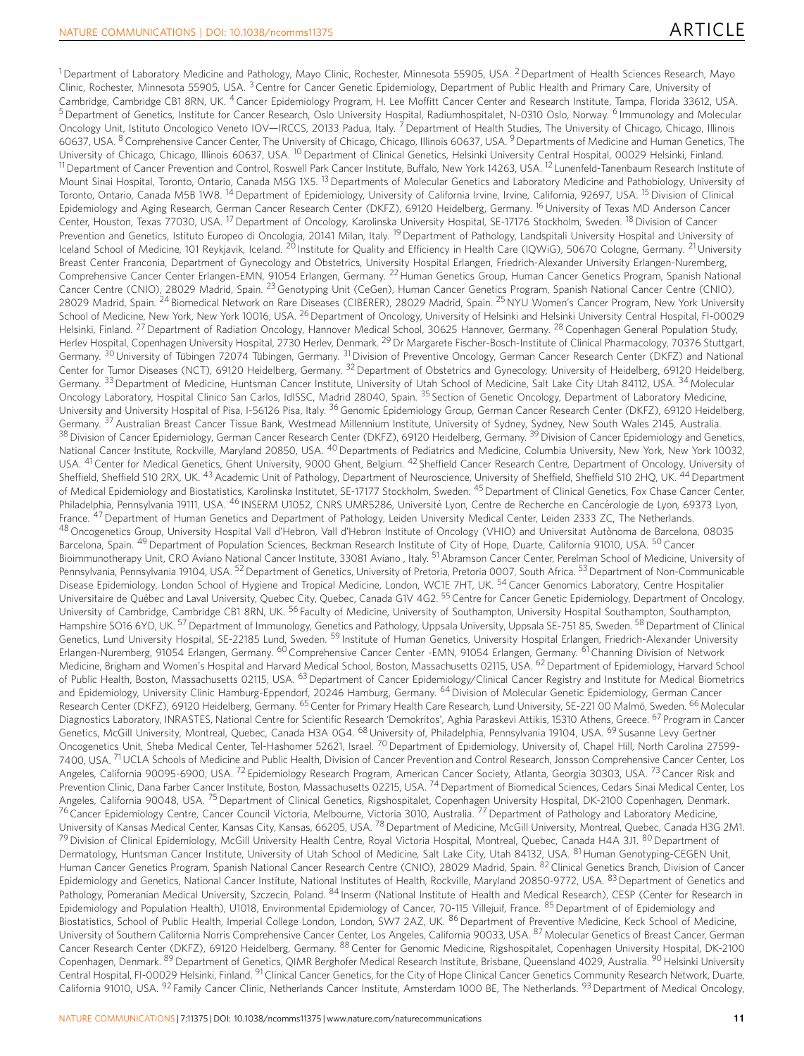[1] Department of Laboratory Medicine and Pathology, Mayo Clinic, Rochester, Minnesota 55905, USA. [2] Department of Health Sciences Research, Mayo Clinic, Rochester, Minnesota 55905, USA. [3] Centre for Cancer Genetic Epidemiology, Department of Public Health and Primary Care, University of Cambridge, Cambridge CB1 8RN, UK. [4] Cancer Epidemiology Program, H. Lee Moffitt Cancer Center and Research Institute, Tampa, Florida 33612, USA. [5] Department of Genetics, Institute for Cancer Research, Oslo University Hospital, Radiumhospitalet, N-0310 Oslo, Norway. [6] Immunology and Molecular Oncology Unit, Istituto Oncologico Veneto IOV—IRCCS, 20133 Padua, Italy. [7] Department of Health Studies, The University of Chicago, Chicago, Illinois 60637, USA. [8] Comprehensive Cancer Center, The University of Chicago, Chicago, Illinois 60637, USA. [9] Departments of Medicine and Human Genetics, The University of Chicago, Chicago, Illinois 60637, USA. [10] Department of Clinical Genetics, Helsinki University Central Hospital, 00029 Helsinki, Finland. [11] Department of Cancer Prevention and Control, Roswell Park Cancer Institute, Buffalo, New York 14263, USA. [12] Lunenfeld-Tanenbaum Research Institute of Mount Sinai Hospital, Toronto, Ontario, Canada M5G 1X5. [13] Departments of Molecular Genetics and Laboratory Medicine and Pathobiology, University of Toronto, Toronto, Ontario, Canada M5B 1W8. [14] Department of Epidemiology, University of California Irvine, Irvine, California, 92697, USA. [15] Division of Clinical Epidemiology and Aging Research, German Cancer Research Center (DKFZ), 69120 Heidelberg, Germany. [16] University of Texas MD Anderson Cancer Center, Houston, Texas 77030, USA. [17] Department of Oncology, Karolinska University Hospital, SE-17176 Stockholm, Sweden. [18] Division of Cancer Prevention and Genetics, Istituto Europeo di Oncologia, 20141 Milan, Italy. [19] Department of Pathology, Landspitali University Hospital and University of Iceland School of Medicine, 101 Reykjavik, Iceland. [20] Institute for Quality and Efficiency in Health Care (IQWiG), 50670 Cologne, Germany. [21] University Breast Center Franconia, Department of Gynecology and Obstetrics, University Hospital Erlangen, Friedrich-Alexander University Erlangen-Nuremberg, Comprehensive Cancer Center Erlangen-EMN, 91054 Erlangen, Germany. [22] Human Genetics Group, Human Cancer Genetics Program, Spanish National Cancer Centre (CNIO), 28029 Madrid, Spain. [23] Genotyping Unit (CeGen), Human Cancer Genetics Program, Spanish National Cancer Centre (CNIO), 28029 Madrid, Spain. [24] Biomedical Network on Rare Diseases (CIBERER), 28029 Madrid, Spain. [25] NYU Women's Cancer Program, New York University School of Medicine, New York, New York 10016, USA. [26] Department of Oncology, University of Helsinki and Helsinki University Central Hospital, FI-00029 Helsinki, Finland. [27] Department of Radiation Oncology, Hannover Medical School, 30625 Hannover, Germany. [28] Copenhagen General Population Study, Herlev Hospital, Copenhagen University Hospital, 2730 Herlev, Denmark. [29] Dr Margarete Fischer-Bosch-Institute of Clinical Pharmacology, 70376 Stuttgart, Germany. [30] University of Tübingen 72074 Tübingen, Germany. [31] Division of Preventive Oncology, German Cancer Research Center (DKFZ) and National Center for Tumor Diseases (NCT), 69120 Heidelberg, Germany. [32] Department of Obstetrics and Gynecology, University of Heidelberg, 69120 Heidelberg, Germany. [33] Department of Medicine, Huntsman Cancer Institute, University of Utah School of Medicine, Salt Lake City Utah 84112, USA. [34] Molecular Oncology Laboratory, Hospital Clinico San Carlos, IdISSC, Madrid 28040, Spain. [35] Section of Genetic Oncology, Department of Laboratory Medicine, University and University Hospital of Pisa, I-56126 Pisa, Italy. [36] Genomic Epidemiology Group, German Cancer Research Center (DKFZ), 69120 Heidelberg, Germany. [37] Australian Breast Cancer Tissue Bank, Westmead Millennium Institute, University of Sydney, Sydney, New South Wales 2145, Australia. [38] Division of Cancer Epidemiology, German Cancer Research Center (DKFZ), 69120 Heidelberg, Germany. [39] Division of Cancer Epidemiology and Genetics, National Cancer Institute, Rockville, Maryland 20850, USA. [40] Departments of Pediatrics and Medicine, Columbia University, New York, New York 10032, USA. [41] Center for Medical Genetics, Ghent University, 9000 Ghent, Belgium. [42] Sheffield Cancer Research Centre, Department of Oncology, University of Sheffield, Sheffield S10 2RX, UK. [43] Academic Unit of Pathology, Department of Neuroscience, University of Sheffield, Sheffield S10 2HQ, UK. [44] Department of Medical Epidemiology and Biostatistics, Karolinska Institutet, SE-17177 Stockholm, Sweden. [45] Department of Clinical Genetics, Fox Chase Cancer Center, Philadelphia, Pennsylvania 19111, USA. [46] INSERM U1052, CNRS UMR5286, Université Lyon, Centre de Recherche en Cancérologie de Lyon, 69373 Lyon, France. [47] Department of Human Genetics and Department of Pathology, Leiden University Medical Center, Leiden 2333 ZC, The Netherlands. [48] Oncogenetics Group, University Hospital Vall d'Hebron, Vall d'Hebron Institute of Oncology (VHIO) and Universitat Autònoma de Barcelona, 08035 Barcelona, Spain. [49] Department of Population Sciences, Beckman Research Institute of City of Hope, Duarte, California 91010, USA. [50] Cancer Bioimmunotherapy Unit, CRO Aviano National Cancer Institute, 33081 Aviano , Italy. [51] Abramson Cancer Center, Perelman School of Medicine, University of Pennsylvania, Pennsylvania 19104, USA. [52] Department of Genetics, University of Pretoria, Pretoria 0007, South Africa. [53] Department of Non-Communicable Disease Epidemiology, London School of Hygiene and Tropical Medicine, London, WC1E 7HT, UK. [54] Cancer Genomics Laboratory, Centre Hospitalier Universitaire de Québec and Laval University, Quebec City, Quebec, Canada G1V 4G2. [55] Centre for Cancer Genetic Epidemiology, Department of Oncology, University of Cambridge, Cambridge CB1 8RN, UK. [56] Faculty of Medicine, University of Southampton, University Hospital Southampton, Southampton, Hampshire SO16 6YD, UK. [57] Department of Immunology, Genetics and Pathology, Uppsala University, Uppsala SE-751 85, Sweden. [58] Department of Clinical Genetics, Lund University Hospital, SE-22185 Lund, Sweden. [59] Institute of Human Genetics, University Hospital Erlangen, Friedrich-Alexander University Erlangen-Nuremberg, 91054 Erlangen, Germany. [60] Comprehensive Cancer Center -EMN, 91054 Erlangen, Germany. [61] Channing Division of Network Medicine, Brigham and Women's Hospital and Harvard Medical School, Boston, Massachusetts 02115, USA. [62] Department of Epidemiology, Harvard School of Public Health, Boston, Massachusetts 02115, USA. [63] Department of Cancer Epidemiology/Clinical Cancer Registry and Institute for Medical Biometrics and Epidemiology, University Clinic Hamburg-Eppendorf, 20246 Hamburg, Germany. [64] Division of Molecular Genetic Epidemiology, German Cancer Research Center (DKFZ), 69120 Heidelberg, Germany. [65] Center for Primary Health Care Research, Lund University, SE-221 00 Malmö, Sweden. [66] Molecular Diagnostics Laboratory, INRASTES, National Centre for Scientific Research 'Demokritos', Aghia Paraskevi Attikis, 15310 Athens, Greece. [67] Program in Cancer Genetics, McGill University, Montreal, Quebec, Canada H3A 0G4. [68] University of, Philadelphia, Pennsylvania 19104, USA. [69] Susanne Levy Gertner Oncogenetics Unit, Sheba Medical Center, Tel-Hashomer 52621, Israel. [70] Department of Epidemiology, University of, Chapel Hill, North Carolina 27599-7400, USA. [71] UCLA Schools of Medicine and Public Health, Division of Cancer Prevention and Control Research, Jonsson Comprehensive Cancer Center, Los Angeles, California 90095-6900, USA. [72] Epidemiology Research Program, American Cancer Society, Atlanta, Georgia 30303, USA. [73] Cancer Risk and Prevention Clinic, Dana Farber Cancer Institute, Boston, Massachusetts 02215, USA. [74] Department of Biomedical Sciences, Cedars Sinai Medical Center, Los Angeles, California 90048, USA. [75] Department of Clinical Genetics, Rigshospitalet, Copenhagen University Hospital, DK-2100 Copenhagen, Denmark. [76] Cancer Epidemiology Centre, Cancer Council Victoria, Melbourne, Victoria 3010, Australia. [77] Department of Pathology and Laboratory Medicine, University of Kansas Medical Center, Kansas City, Kansas, 66205, USA. [78] Department of Medicine, McGill University, Montreal, Quebec, Canada H3G 2M1. [79] Division of Clinical Epidemiology, McGill University Health Centre, Royal Victoria Hospital, Montreal, Quebec, Canada H4A 3J1. [80] Department of Dermatology, Huntsman Cancer Institute, University of Utah School of Medicine, Salt Lake City, Utah 84132, USA. [81] Human Genotyping-CEGEN Unit, Human Cancer Genetics Program, Spanish National Cancer Research Centre (CNIO), 28029 Madrid, Spain. [82] Clinical Genetics Branch, Division of Cancer Epidemiology and Genetics, National Cancer Institute, National Institutes of Health, Rockville, Maryland 20850-9772, USA. [83] Department of Genetics and Pathology, Pomeranian Medical University, Szczecin, Poland. [84] Inserm (National Institute of Health and Medical Research), CESP (Center for Research in Epidemiology and Population Health), U1018, Environmental Epidemiology of Cancer, 70-115 Villejuif, France. [85] Department of of Epidemiology and Biostatistics, School of Public Health, Imperial College London, London, SW7 2AZ, UK. [86] Department of Preventive Medicine, Keck School of Medicine, University of Southern California Norris Comprehensive Cancer Center, Los Angeles, California 90033, USA. [87] Molecular Genetics of Breast Cancer, German Cancer Research Center (DKFZ), 69120 Heidelberg, Germany. [88] Center for Genomic Medicine, Rigshospitalet, Copenhagen University Hospital, DK-2100 Copenhagen, Denmark. [89] Department of Genetics, QIMR Berghofer Medical Research Institute, Brisbane, Queensland 4029, Australia. [90] Helsinki University Central Hospital, FI-00029 Helsinki, Finland. [91] Clinical Cancer Genetics, for the City of Hope Clinical Cancer Genetics Community Research Network, Duarte, California 91010, USA. [92] Family Cancer Clinic, Netherlands Cancer Institute, Amsterdam 1000 BE, The Netherlands. [93] Department of Medical Oncology,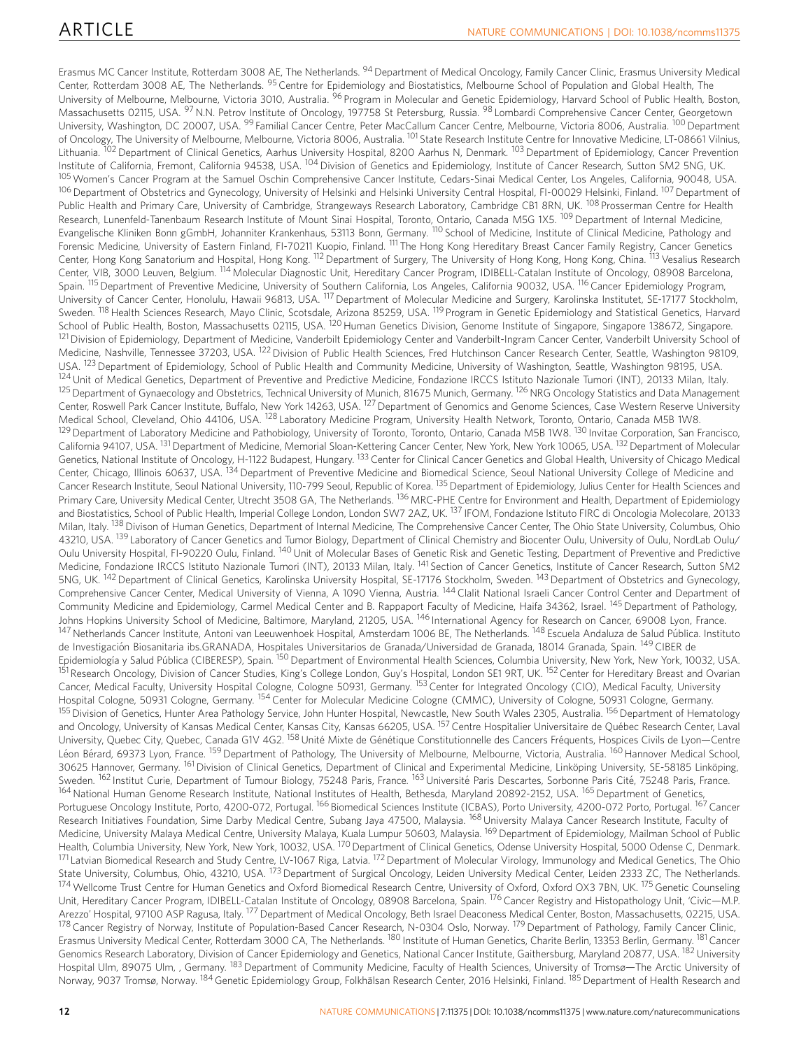Erasmus MC Cancer Institute, Rotterdam 3008 AE, The Netherlands. [94] Department of Medical Oncology, Family Cancer Clinic, Erasmus University Medical Center, Rotterdam 3008 AE, The Netherlands. [95] Centre for Epidemiology and Biostatistics, Melbourne School of Population and Global Health, The University of Melbourne, Melbourne, Victoria 3010, Australia. [96] Program in Molecular and Genetic Epidemiology, Harvard School of Public Health, Boston, Massachusetts 02115, USA. [97] N.N. Petrov Institute of Oncology, 197758 St Petersburg, Russia. [98] Lombardi Comprehensive Cancer Center, Georgetown University, Washington, DC 20007, USA. [99] Familial Cancer Centre, Peter MacCallum Cancer Centre, Melbourne, Victoria 8006, Australia. [100] Department of Oncology, The University of Melbourne, Melbourne, Victoria 8006, Australia. [101] State Research Institute Centre for Innovative Medicine, LT-08661 Vilnius, Lithuania. [102] Department of Clinical Genetics, Aarhus University Hospital, 8200 Aarhus N, Denmark. [103] Department of Epidemiology, Cancer Prevention Institute of California, Fremont, California 94538, USA. [104] Division of Genetics and Epidemiology, Institute of Cancer Research, Sutton SM2 5NG, UK. [105] Women's Cancer Program at the Samuel Oschin Comprehensive Cancer Institute, Cedars-Sinai Medical Center, Los Angeles, California, 90048, USA. [106] Department of Obstetrics and Gynecology, University of Helsinki and Helsinki University Central Hospital, FI-00029 Helsinki, Finland. [107] Department of Public Health and Primary Care, University of Cambridge, Strangeways Research Laboratory, Cambridge CB1 8RN, UK. [108] Prosserman Centre for Health Research, Lunenfeld-Tanenbaum Research Institute of Mount Sinai Hospital, Toronto, Ontario, Canada M5G 1X5. [109] Department of Internal Medicine, Evangelische Kliniken Bonn gGmbH, Johanniter Krankenhaus, 53113 Bonn, Germany. [110] School of Medicine, Institute of Clinical Medicine, Pathology and Forensic Medicine, University of Eastern Finland, FI-70211 Kuopio, Finland. [111] The Hong Kong Hereditary Breast Cancer Family Registry, Cancer Genetics Center, Hong Kong Sanatorium and Hospital, Hong Kong. [112] Department of Surgery, The University of Hong Kong, Hong Kong, China. [113] Vesalius Research Center, VIB, 3000 Leuven, Belgium. [114] Molecular Diagnostic Unit, Hereditary Cancer Program, IDIBELL-Catalan Institute of Oncology, 08908 Barcelona, Spain. [115] Department of Preventive Medicine, University of Southern California, Los Angeles, California 90032, USA. [116] Cancer Epidemiology Program, University of Cancer Center, Honolulu, Hawaii 96813, USA. [117] Department of Molecular Medicine and Surgery, Karolinska Institutet, SE-17177 Stockholm, Sweden. [118] Health Sciences Research, Mayo Clinic, Scotsdale, Arizona 85259, USA. [119] Program in Genetic Epidemiology and Statistical Genetics, Harvard School of Public Health, Boston, Massachusetts 02115, USA. [120] Human Genetics Division, Genome Institute of Singapore, Singapore 138672, Singapore. [121] Division of Epidemiology, Department of Medicine, Vanderbilt Epidemiology Center and Vanderbilt-Ingram Cancer Center, Vanderbilt University School of Medicine, Nashville, Tennessee 37203, USA. [122] Division of Public Health Sciences, Fred Hutchinson Cancer Research Center, Seattle, Washington 98109, USA. [123] Department of Epidemiology, School of Public Health and Community Medicine, University of Washington, Seattle, Washington 98195, USA. [124] Unit of Medical Genetics, Department of Preventive and Predictive Medicine, Fondazione IRCCS Istituto Nazionale Tumori (INT), 20133 Milan, Italy. [125] Department of Gynaecology and Obstetrics, Technical University of Munich, 81675 Munich, Germany. [126] NRG Oncology Statistics and Data Management Center, Roswell Park Cancer Institute, Buffalo, New York 14263, USA. [127] Department of Genomics and Genome Sciences, Case Western Reserve University Medical School, Cleveland, Ohio 44106, USA. [128] Laboratory Medicine Program, University Health Network, Toronto, Ontario, Canada M5B 1W8. [129] Department of Laboratory Medicine and Pathobiology, University of Toronto, Toronto, Ontario, Canada M5B 1W8. [130] Invitae Corporation, San Francisco, California 94107, USA. [131] Department of Medicine, Memorial Sloan-Kettering Cancer Center, New York, New York 10065, USA. [132] Department of Molecular Genetics, National Institute of Oncology, H-1122 Budapest, Hungary. [133] Center for Clinical Cancer Genetics and Global Health, University of Chicago Medical Center, Chicago, Illinois 60637, USA. [134] Department of Preventive Medicine and Biomedical Science, Seoul National University College of Medicine and Cancer Research Institute, Seoul National University, 110-799 Seoul, Republic of Korea. [135] Department of Epidemiology, Julius Center for Health Sciences and Primary Care, University Medical Center, Utrecht 3508 GA, The Netherlands. [136] MRC-PHE Centre for Environment and Health, Department of Epidemiology and Biostatistics, School of Public Health, Imperial College London, London SW7 2AZ, UK. [137] IFOM, Fondazione Istituto FIRC di Oncologia Molecolare, 20133 Milan, Italy. [138] Divison of Human Genetics, Department of Internal Medicine, The Comprehensive Cancer Center, The Ohio State University, Columbus, Ohio 43210, USA. [139] Laboratory of Cancer Genetics and Tumor Biology, Department of Clinical Chemistry and Biocenter Oulu, University of Oulu, NordLab Oulu/Oulu University Hospital, FI-90220 Oulu, Finland. [140] Unit of Molecular Bases of Genetic Risk and Genetic Testing, Department of Preventive and Predictive Medicine, Fondazione IRCCS Istituto Nazionale Tumori (INT), 20133 Milan, Italy. [141] Section of Cancer Genetics, Institute of Cancer Research, Sutton SM2 5NG, UK. [142] Department of Clinical Genetics, Karolinska University Hospital, SE-17176 Stockholm, Sweden. [143] Department of Obstetrics and Gynecology, Comprehensive Cancer Center, Medical University of Vienna, A 1090 Vienna, Austria. [144] Clalit National Israeli Cancer Control Center and Department of Community Medicine and Epidemiology, Carmel Medical Center and B. Rappaport Faculty of Medicine, Haifa 34362, Israel. [145] Department of Pathology, Johns Hopkins University School of Medicine, Baltimore, Maryland, 21205, USA. [146] International Agency for Research on Cancer, 69008 Lyon, France. [147] Netherlands Cancer Institute, Antoni van Leeuwenhoek Hospital, Amsterdam 1006 BE, The Netherlands. [148] Escuela Andaluza de Salud Pública. Instituto de Investigación Biosanitaria ibs.GRANADA, Hospitales Universitarios de Granada/Universidad de Granada, 18014 Granada, Spain. [149] CIBER de Epidemiología y Salud Pública (CIBERESP), Spain. [150] Department of Environmental Health Sciences, Columbia University, New York, New York, 10032, USA. [151] Research Oncology, Division of Cancer Studies, King's College London, Guy's Hospital, London SE1 9RT, UK. [152] Center for Hereditary Breast and Ovarian Cancer, Medical Faculty, University Hospital Cologne, Cologne 50931, Germany. [153] Center for Integrated Oncology (CIO), Medical Faculty, University Hospital Cologne, 50931 Cologne, Germany. [154] Center for Molecular Medicine Cologne (CMMC), University of Cologne, 50931 Cologne, Germany. [155] Division of Genetics, Hunter Area Pathology Service, John Hunter Hospital, Newcastle, New South Wales 2305, Australia. [156] Department of Hematology and Oncology, University of Kansas Medical Center, Kansas City, Kansas 66205, USA. [157] Centre Hospitalier Universitaire de Québec Research Center, Laval University, Quebec City, Quebec, Canada G1V 4G2. [158] Unité Mixte de Génétique Constitutionnelle des Cancers Fréquents, Hospices Civils de Lyon—Centre Léon Bérard, 69373 Lyon, France. [159] Department of Pathology, The University of Melbourne, Melbourne, Victoria, Australia. [160] Hannover Medical School, 30625 Hannover, Germany. [161] Division of Clinical Genetics, Department of Clinical and Experimental Medicine, Linköping University, SE-58185 Linköping, Sweden. [162] Institut Curie, Department of Tumour Biology, 75248 Paris, France. [163] Université Paris Descartes, Sorbonne Paris Cité, 75248 Paris, France. [164] National Human Genome Research Institute, National Institutes of Health, Bethesda, Maryland 20892-2152, USA. [165] Department of Genetics, Portuguese Oncology Institute, Porto, 4200-072, Portugal. [166] Biomedical Sciences Institute (ICBAS), Porto University, 4200-072 Porto, Portugal. [167] Cancer Research Initiatives Foundation, Sime Darby Medical Centre, Subang Jaya 47500, Malaysia. [168] University Malaya Cancer Research Institute, Faculty of Medicine, University Malaya Medical Centre, University Malaya, Kuala Lumpur 50603, Malaysia. [169] Department of Epidemiology, Mailman School of Public Health, Columbia University, New York, New York, 10032, USA. [170] Department of Clinical Genetics, Odense University Hospital, 5000 Odense C, Denmark. [171] Latvian Biomedical Research and Study Centre, LV-1067 Riga, Latvia. [172] Department of Molecular Virology, Immunology and Medical Genetics, The Ohio State University, Columbus, Ohio, 43210, USA. [173] Department of Surgical Oncology, Leiden University Medical Center, Leiden 2333 ZC, The Netherlands. [174] Wellcome Trust Centre for Human Genetics and Oxford Biomedical Research Centre, University of Oxford, Oxford OX3 7BN, UK. [175] Genetic Counseling Unit, Hereditary Cancer Program, IDIBELL-Catalan Institute of Oncology, 08908 Barcelona, Spain. [176] Cancer Registry and Histopathology Unit, 'Civic—M.P. Arezzo' Hospital, 97100 ASP Ragusa, Italy. [177] Department of Medical Oncology, Beth Israel Deaconess Medical Center, Boston, Massachusetts, 02215, USA. [178] Cancer Registry of Norway, Institute of Population-Based Cancer Research, N-0304 Oslo, Norway. [179] Department of Pathology, Family Cancer Clinic, Erasmus University Medical Center, Rotterdam 3000 CA, The Netherlands. [180] Institute of Human Genetics, Charite Berlin, 13353 Berlin, Germany. [181] Cancer Genomics Research Laboratory, Division of Cancer Epidemiology and Genetics, National Cancer Institute, Gaithersburg, Maryland 20877, USA. [182] University Hospital Ulm, 89075 Ulm, , Germany. [183] Department of Community Medicine, Faculty of Health Sciences, University of Tromsø—The Arctic University of Norway, 9037 Tromsø, Norway. [184] Genetic Epidemiology Group, Folkhälsan Research Center, 2016 Helsinki, Finland. [185] Department of Health Research and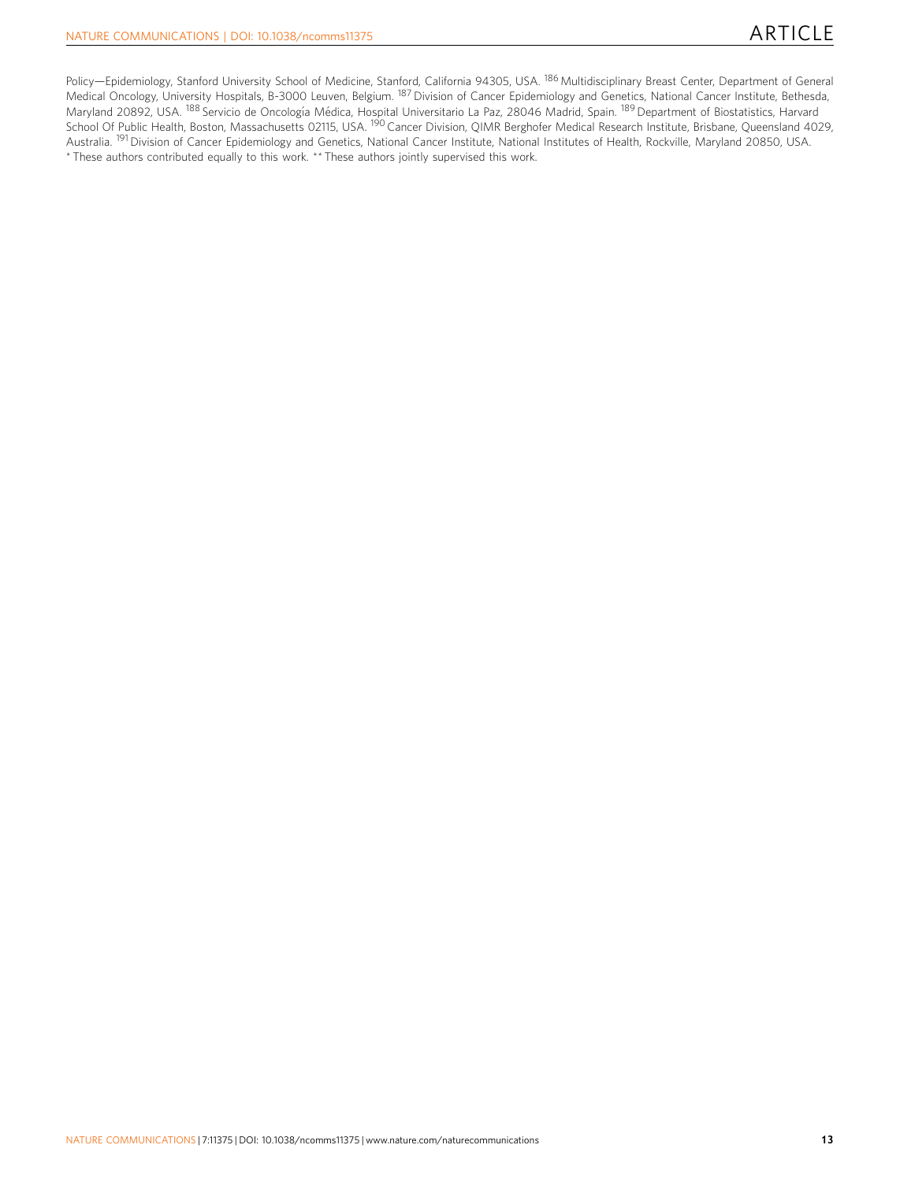Policy—Epidemiology, Stanford University School of Medicine, Stanford, California 94305, USA. [186] Multidisciplinary Breast Center, Department of General Medical Oncology, University Hospitals, B-3000 Leuven, Belgium. [187] Division of Cancer Epidemiology and Genetics, National Cancer Institute, Bethesda, Maryland 20892, USA. [188] Servicio de Oncología Médica, Hospital Universitario La Paz, 28046 Madrid, Spain. [189] Department of Biostatistics, Harvard School Of Public Health, Boston, Massachusetts 02115, USA. [190] Cancer Division, QIMR Berghofer Medical Research Institute, Brisbane, Queensland 4029, Australia. [191] Division of Cancer Epidemiology and Genetics, National Cancer Institute, National Institutes of Health, Rockville, Maryland 20850, USA.
* These authors contributed equally to this work. ** These authors jointly supervised this work.